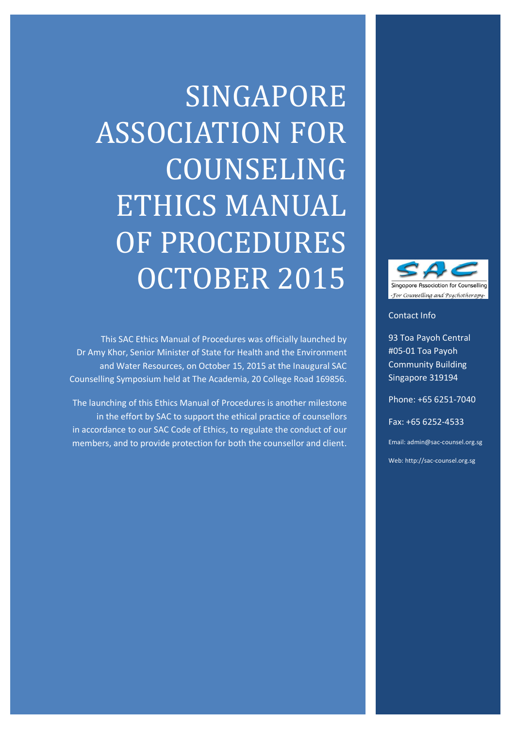# SINGAPORE ASSOCIATION FOR COUNSELING ETHICS MANUAL OF PROCEDURES OCTOBER 2015

This SAC Ethics Manual of Procedures was officially launched by Dr Amy Khor, Senior Minister of State for Health and the Environment and Water Resources, on October 15, 2015 at the Inaugural SAC Counselling Symposium held at The Academia, 20 College Road 169856.

The launching of this Ethics Manual of Procedures is another milestone in the effort by SAC to support the ethical practice of counsellors in accordance to our SAC Code of Ethics, to regulate the conduct of our members, and to provide protection for both the counsellor and client.

SAC

Singapore Association for Counselling

*-For Counselling and Psychotherapy-*

Contact Info

93 Toa Payoh Central
#05-01 Toa Payoh Community Building
Singapore 319194

Phone: +65 6251-7040

Fax: +65 6252-4533

Email: admin@sac-counsel.org.sg

Web: http://sac-counsel.org.sg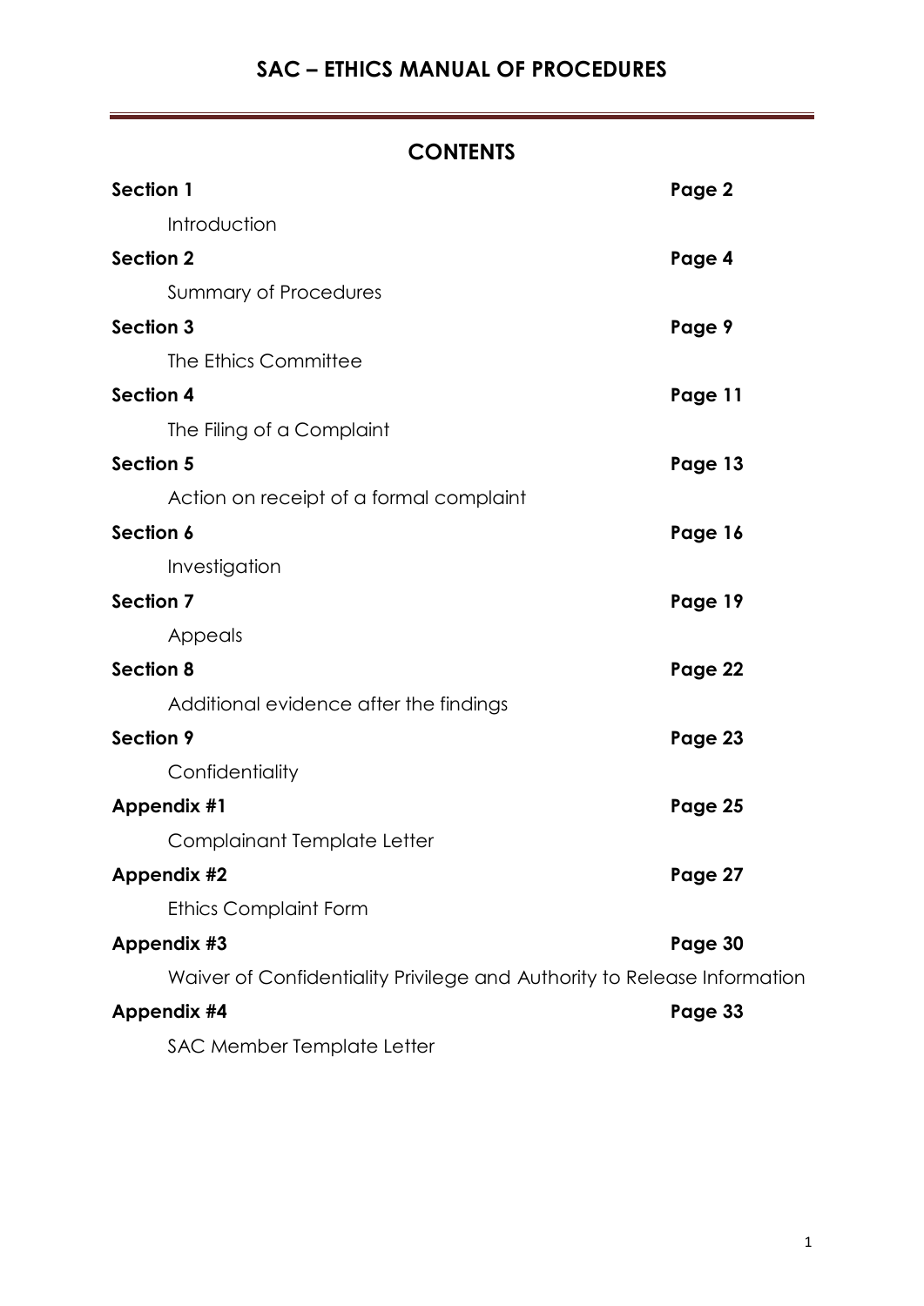# SAC – ETHICS MANUAL OF PROCEDURES

## CONTENTS

| | |
|---|---|
| **Section 1** | **Page 2** |
| Introduction | |
| **Section 2** | **Page 4** |
| Summary of Procedures | |
| **Section 3** | **Page 9** |
| The Ethics Committee | |
| **Section 4** | **Page 11** |
| The Filing of a Complaint | |
| **Section 5** | **Page 13** |
| Action on receipt of a formal complaint | |
| **Section 6** | **Page 16** |
| Investigation | |
| **Section 7** | **Page 19** |
| Appeals | |
| **Section 8** | **Page 22** |
| Additional evidence after the findings | |
| **Section 9** | **Page 23** |
| Confidentiality | |
| **Appendix #1** | **Page 25** |
| Complainant Template Letter | |
| **Appendix #2** | **Page 27** |
| Ethics Complaint Form | |
| **Appendix #3** | **Page 30** |
| Waiver of Confidentiality Privilege and Authority to Release Information | |
| **Appendix #4** | **Page 33** |
| SAC Member Template Letter | |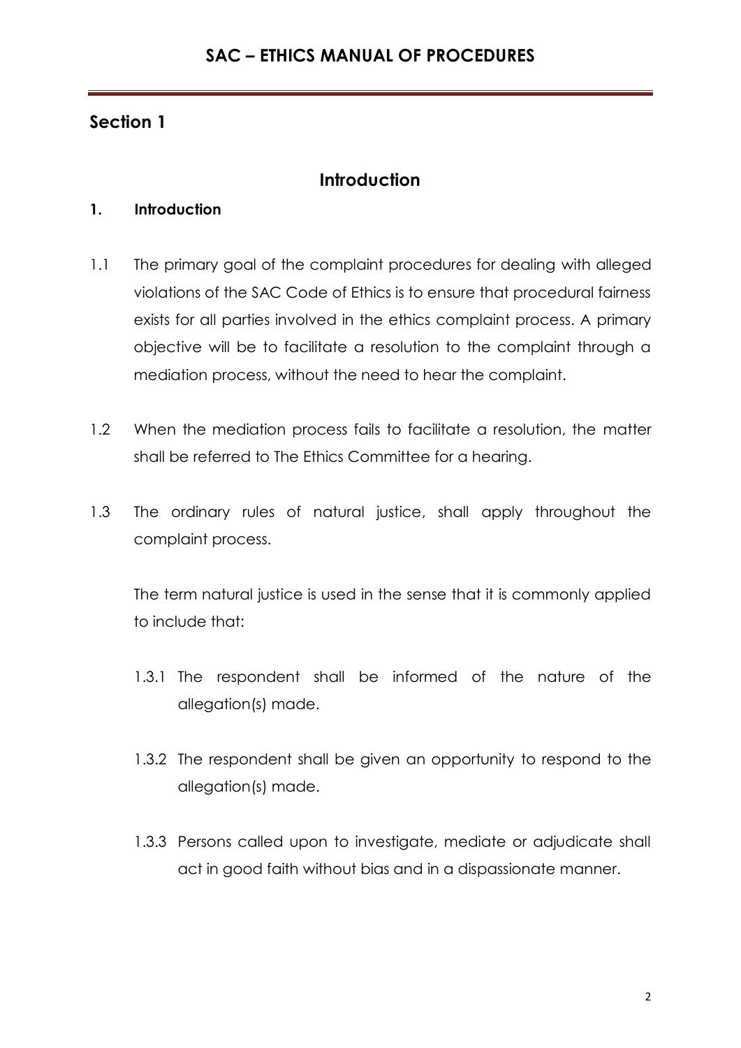## Section 1

### Introduction

**1. Introduction**

1.1 The primary goal of the complaint procedures for dealing with alleged violations of the SAC Code of Ethics is to ensure that procedural fairness exists for all parties involved in the ethics complaint process. A primary objective will be to facilitate a resolution to the complaint through a mediation process, without the need to hear the complaint.

1.2 When the mediation process fails to facilitate a resolution, the matter shall be referred to The Ethics Committee for a hearing.

1.3 The ordinary rules of natural justice, shall apply throughout the complaint process.

The term natural justice is used in the sense that it is commonly applied to include that:

1.3.1 The respondent shall be informed of the nature of the allegation(s) made.

1.3.2 The respondent shall be given an opportunity to respond to the allegation(s) made.

1.3.3 Persons called upon to investigate, mediate or adjudicate shall act in good faith without bias and in a dispassionate manner.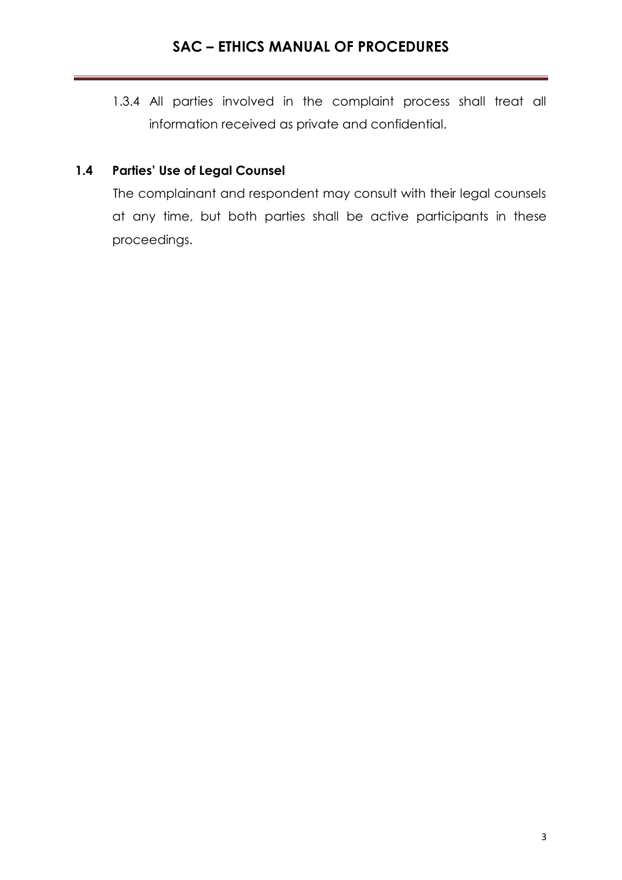1.3.4 All parties involved in the complaint process shall treat all information received as private and confidential.

### 1.4 Parties' Use of Legal Counsel

The complainant and respondent may consult with their legal counsels at any time, but both parties shall be active participants in these proceedings.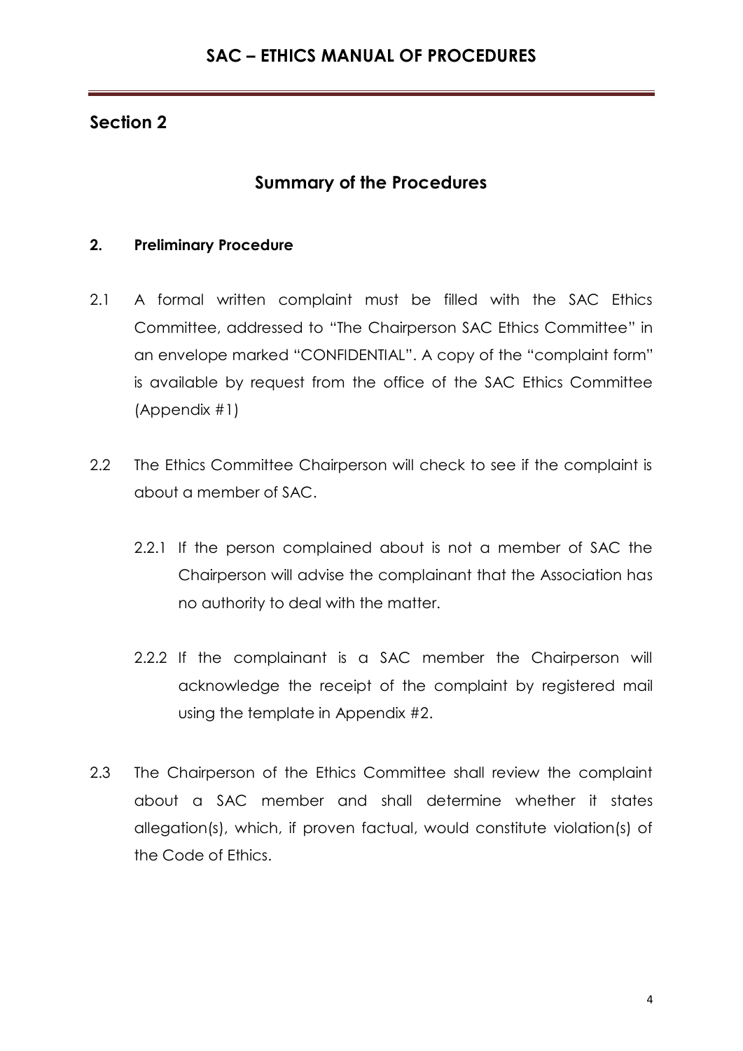## Section 2

### Summary of the Procedures

**2. Preliminary Procedure**

2.1 A formal written complaint must be filled with the SAC Ethics Committee, addressed to "The Chairperson SAC Ethics Committee" in an envelope marked "CONFIDENTIAL". A copy of the "complaint form" is available by request from the office of the SAC Ethics Committee (Appendix #1)

2.2 The Ethics Committee Chairperson will check to see if the complaint is about a member of SAC.

2.2.1 If the person complained about is not a member of SAC the Chairperson will advise the complainant that the Association has no authority to deal with the matter.

2.2.2 If the complainant is a SAC member the Chairperson will acknowledge the receipt of the complaint by registered mail using the template in Appendix #2.

2.3 The Chairperson of the Ethics Committee shall review the complaint about a SAC member and shall determine whether it states allegation(s), which, if proven factual, would constitute violation(s) of the Code of Ethics.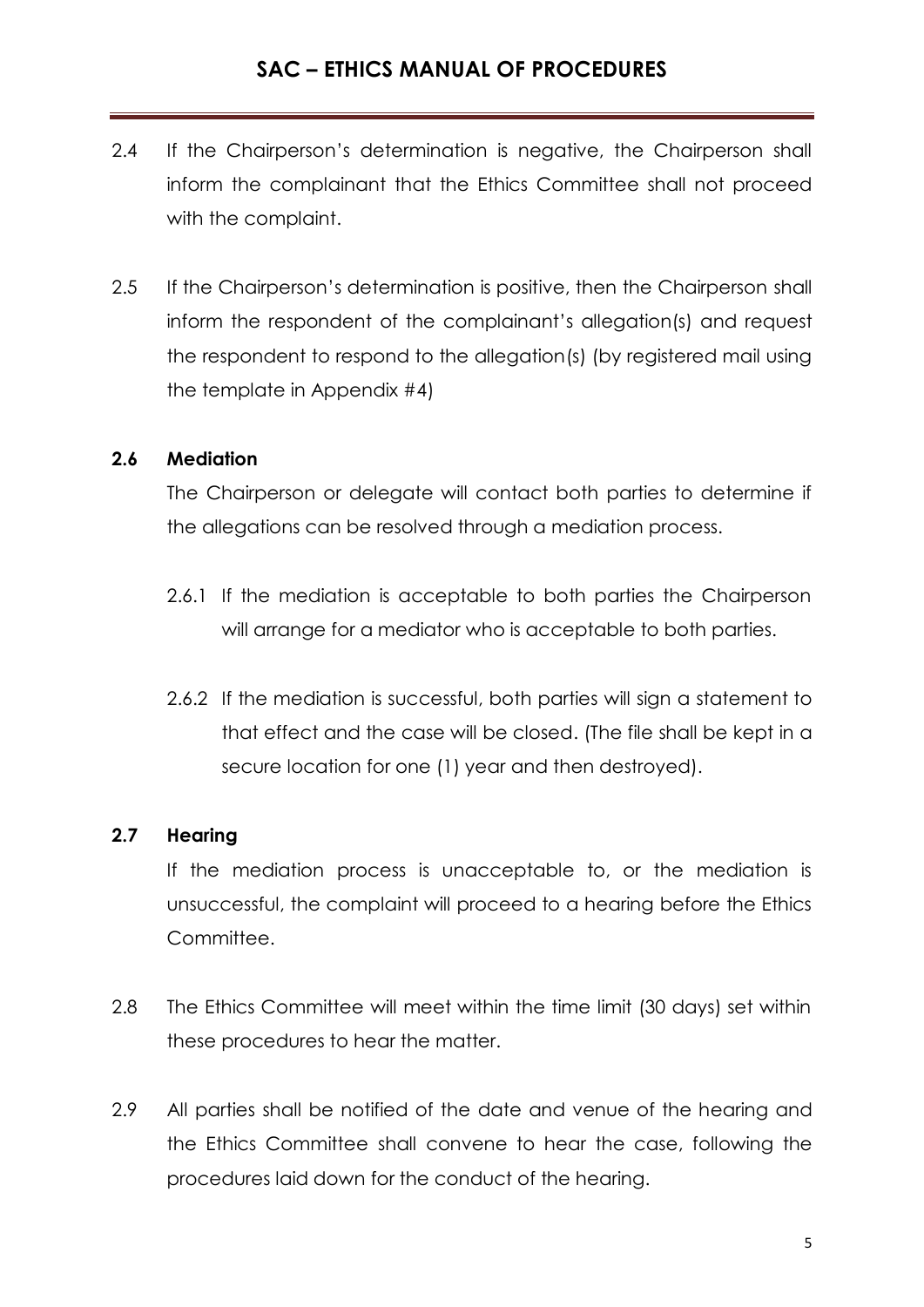2.4 If the Chairperson's determination is negative, the Chairperson shall inform the complainant that the Ethics Committee shall not proceed with the complaint.

2.5 If the Chairperson's determination is positive, then the Chairperson shall inform the respondent of the complainant's allegation(s) and request the respondent to respond to the allegation(s) (by registered mail using the template in Appendix #4)

**2.6 Mediation**

The Chairperson or delegate will contact both parties to determine if the allegations can be resolved through a mediation process.

2.6.1 If the mediation is acceptable to both parties the Chairperson will arrange for a mediator who is acceptable to both parties.

2.6.2 If the mediation is successful, both parties will sign a statement to that effect and the case will be closed. (The file shall be kept in a secure location for one (1) year and then destroyed).

**2.7 Hearing**

If the mediation process is unacceptable to, or the mediation is unsuccessful, the complaint will proceed to a hearing before the Ethics Committee.

2.8 The Ethics Committee will meet within the time limit (30 days) set within these procedures to hear the matter.

2.9 All parties shall be notified of the date and venue of the hearing and the Ethics Committee shall convene to hear the case, following the procedures laid down for the conduct of the hearing.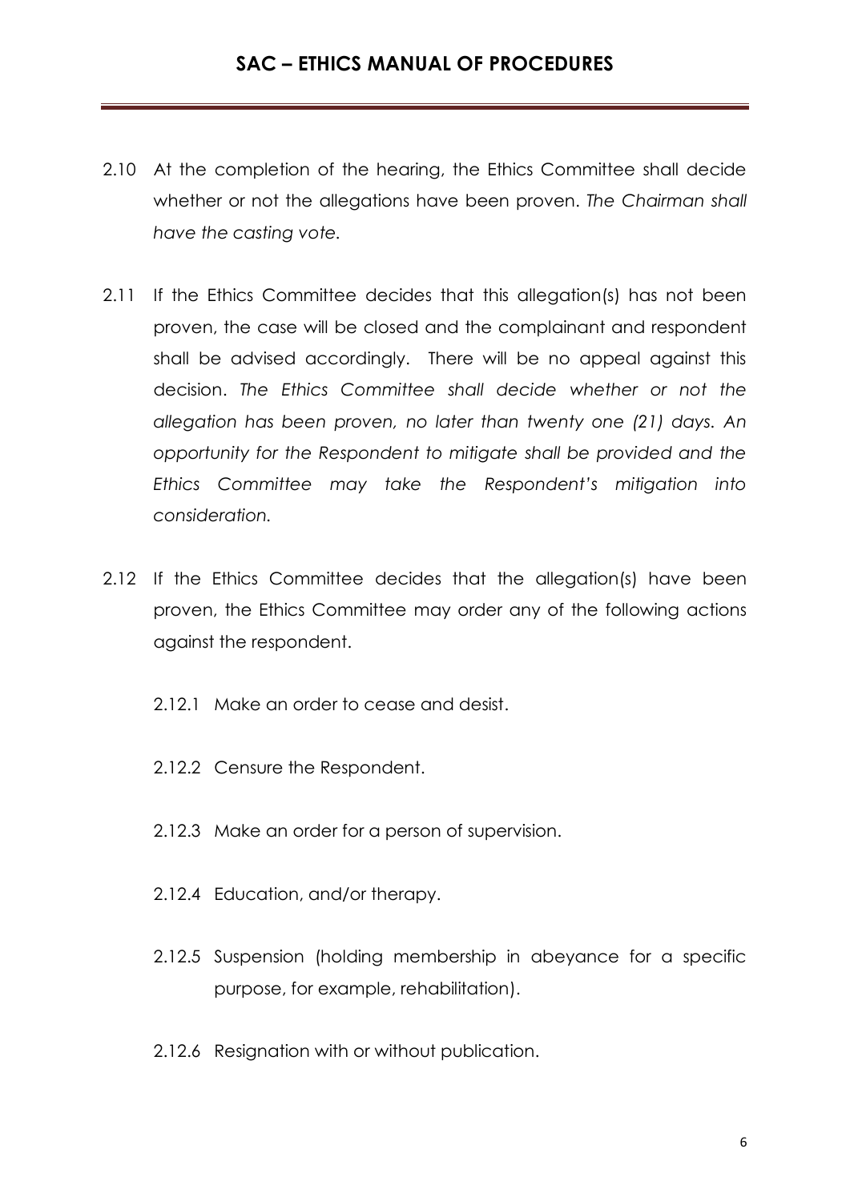2.10 At the completion of the hearing, the Ethics Committee shall decide whether or not the allegations have been proven. *The Chairman shall have the casting vote.*

2.11 If the Ethics Committee decides that this allegation(s) has not been proven, the case will be closed and the complainant and respondent shall be advised accordingly. There will be no appeal against this decision. *The Ethics Committee shall decide whether or not the allegation has been proven, no later than twenty one (21) days. An opportunity for the Respondent to mitigate shall be provided and the Ethics Committee may take the Respondent's mitigation into consideration.*

2.12 If the Ethics Committee decides that the allegation(s) have been proven, the Ethics Committee may order any of the following actions against the respondent.

2.12.1 Make an order to cease and desist.

2.12.2 Censure the Respondent.

2.12.3 Make an order for a person of supervision.

2.12.4 Education, and/or therapy.

2.12.5 Suspension (holding membership in abeyance for a specific purpose, for example, rehabilitation).

2.12.6 Resignation with or without publication.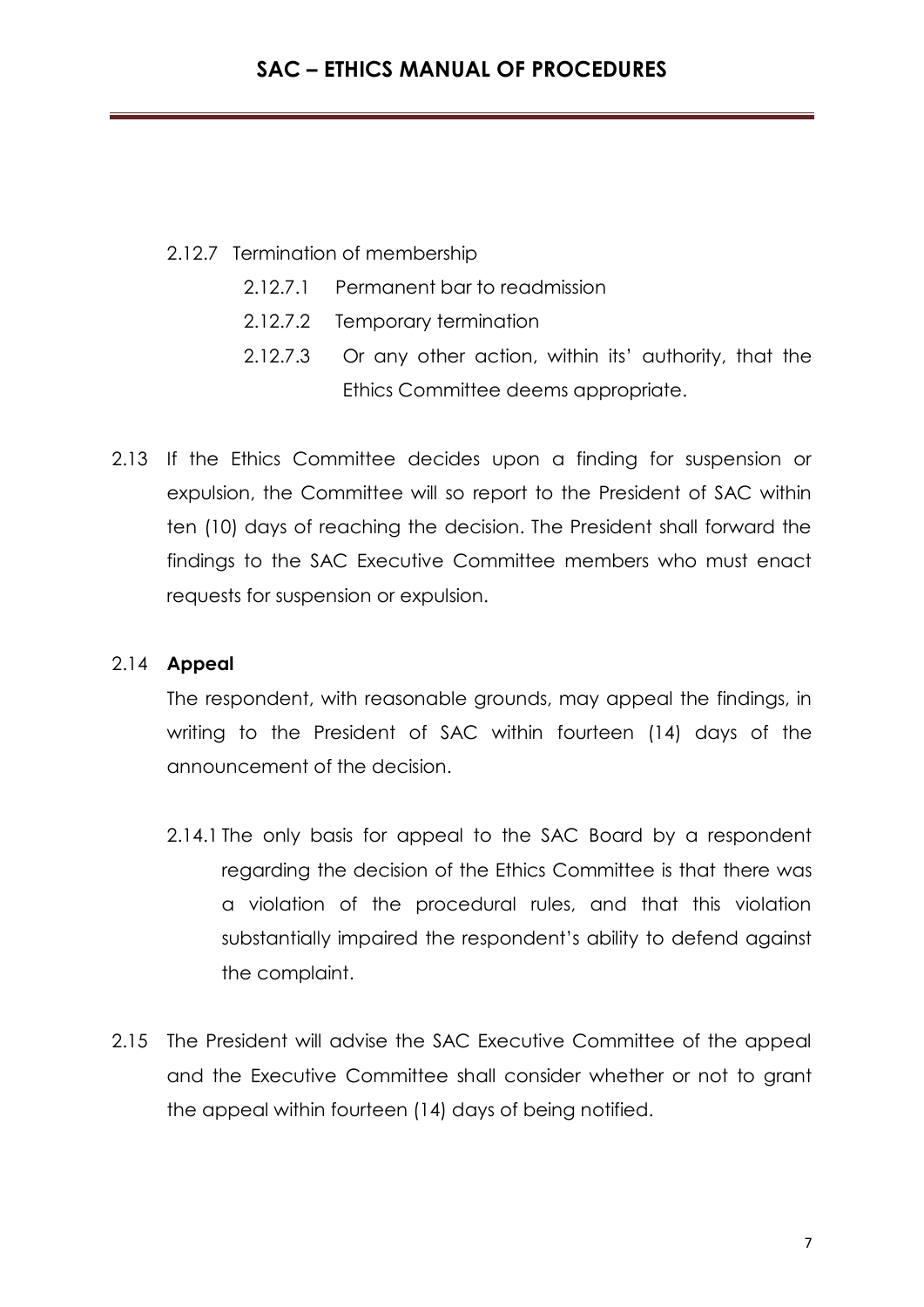2.12.7 Termination of membership

- 2.12.7.1 Permanent bar to readmission
- 2.12.7.2 Temporary termination
- 2.12.7.3 Or any other action, within its' authority, that the Ethics Committee deems appropriate.

2.13 If the Ethics Committee decides upon a finding for suspension or expulsion, the Committee will so report to the President of SAC within ten (10) days of reaching the decision. The President shall forward the findings to the SAC Executive Committee members who must enact requests for suspension or expulsion.

2.14 **Appeal**

The respondent, with reasonable grounds, may appeal the findings, in writing to the President of SAC within fourteen (14) days of the announcement of the decision.

2.14.1 The only basis for appeal to the SAC Board by a respondent regarding the decision of the Ethics Committee is that there was a violation of the procedural rules, and that this violation substantially impaired the respondent's ability to defend against the complaint.

2.15 The President will advise the SAC Executive Committee of the appeal and the Executive Committee shall consider whether or not to grant the appeal within fourteen (14) days of being notified.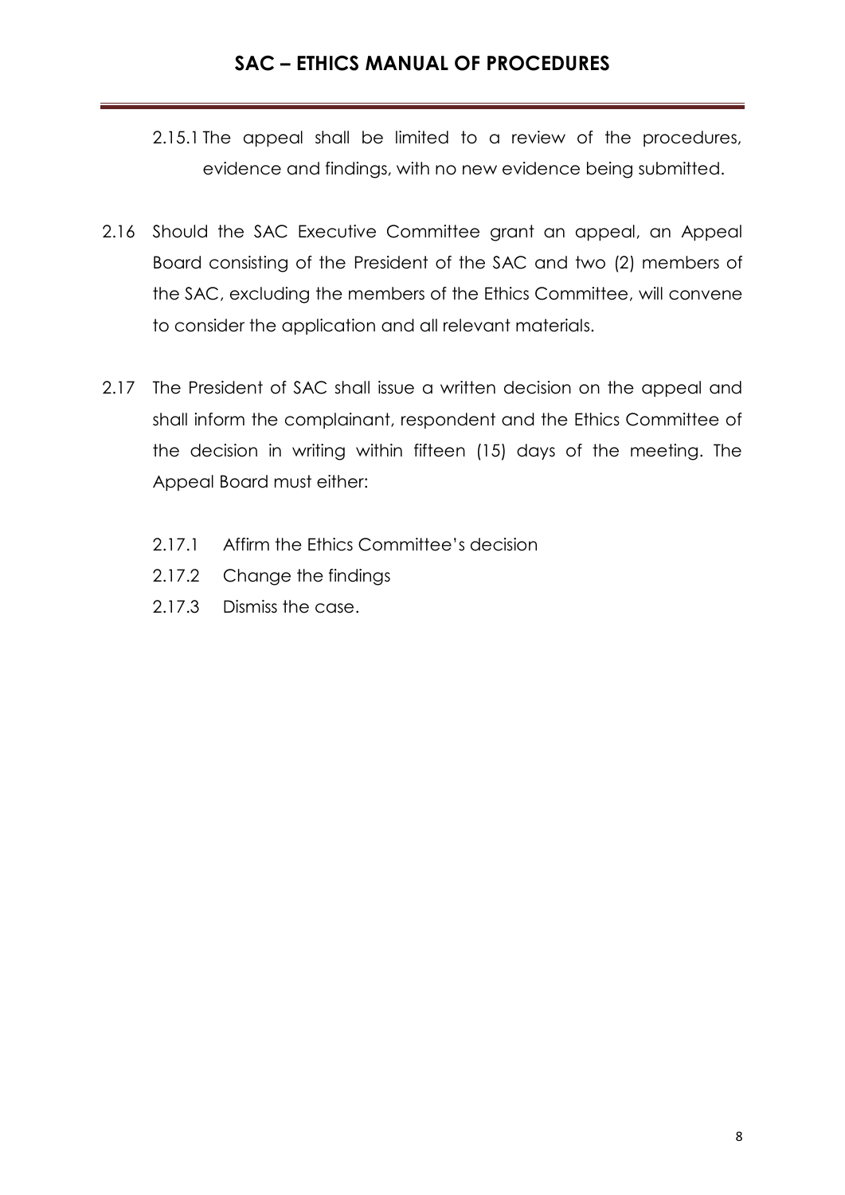2.15.1 The appeal shall be limited to a review of the procedures, evidence and findings, with no new evidence being submitted.

2.16 Should the SAC Executive Committee grant an appeal, an Appeal Board consisting of the President of the SAC and two (2) members of the SAC, excluding the members of the Ethics Committee, will convene to consider the application and all relevant materials.

2.17 The President of SAC shall issue a written decision on the appeal and shall inform the complainant, respondent and the Ethics Committee of the decision in writing within fifteen (15) days of the meeting. The Appeal Board must either:

2.17.1 Affirm the Ethics Committee's decision

2.17.2 Change the findings

2.17.3 Dismiss the case.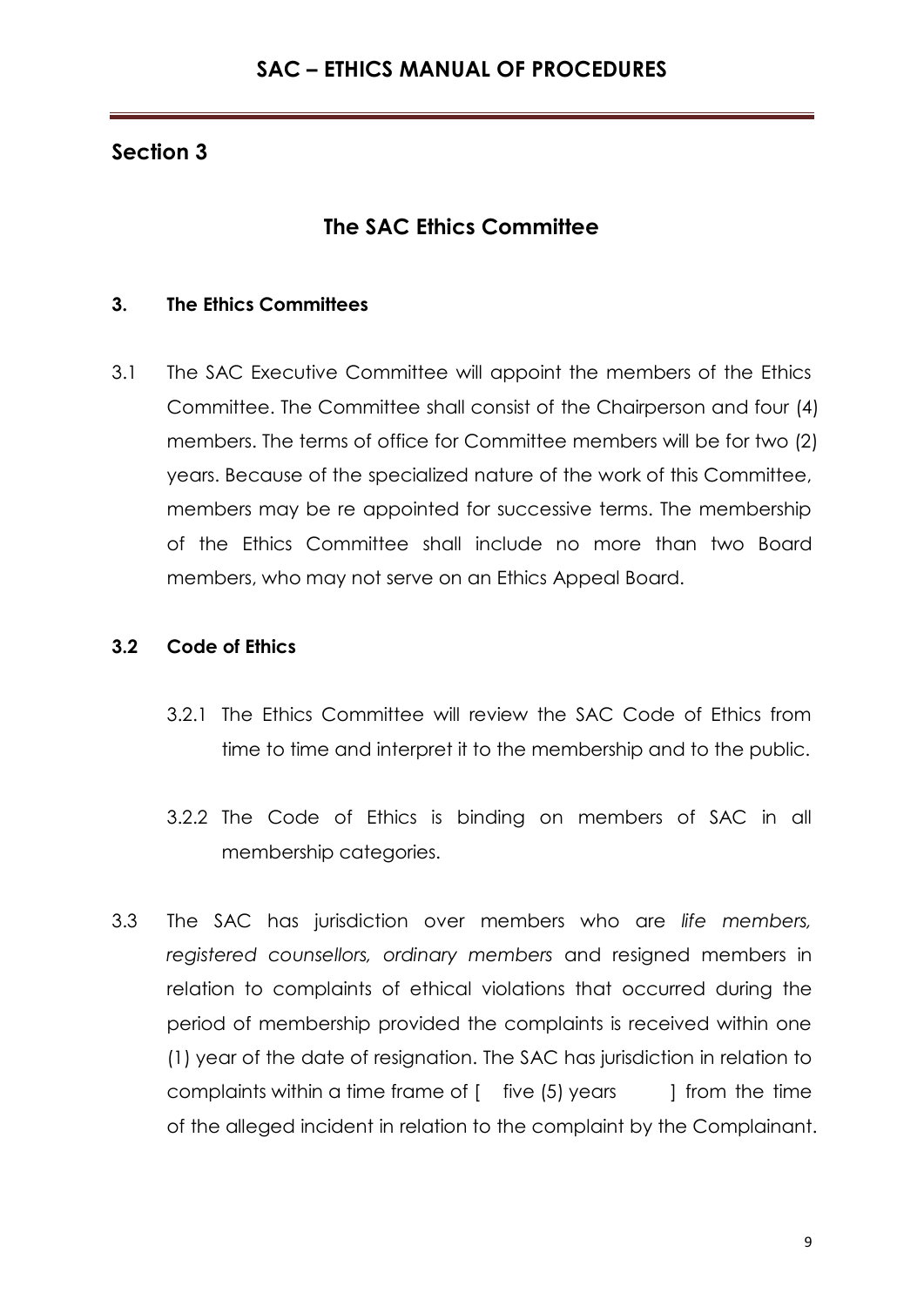## Section 3

### The SAC Ethics Committee

#### 3. The Ethics Committees

3.1 The SAC Executive Committee will appoint the members of the Ethics Committee. The Committee shall consist of the Chairperson and four (4) members. The terms of office for Committee members will be for two (2) years. Because of the specialized nature of the work of this Committee, members may be re appointed for successive terms. The membership of the Ethics Committee shall include no more than two Board members, who may not serve on an Ethics Appeal Board.

#### 3.2 Code of Ethics

3.2.1 The Ethics Committee will review the SAC Code of Ethics from time to time and interpret it to the membership and to the public.

3.2.2 The Code of Ethics is binding on members of SAC in all membership categories.

3.3 The SAC has jurisdiction over members who are *life members, registered counsellors, ordinary members* and resigned members in relation to complaints of ethical violations that occurred during the period of membership provided the complaints is received within one (1) year of the date of resignation. The SAC has jurisdiction in relation to complaints within a time frame of [ five (5) years ] from the time of the alleged incident in relation to the complaint by the Complainant.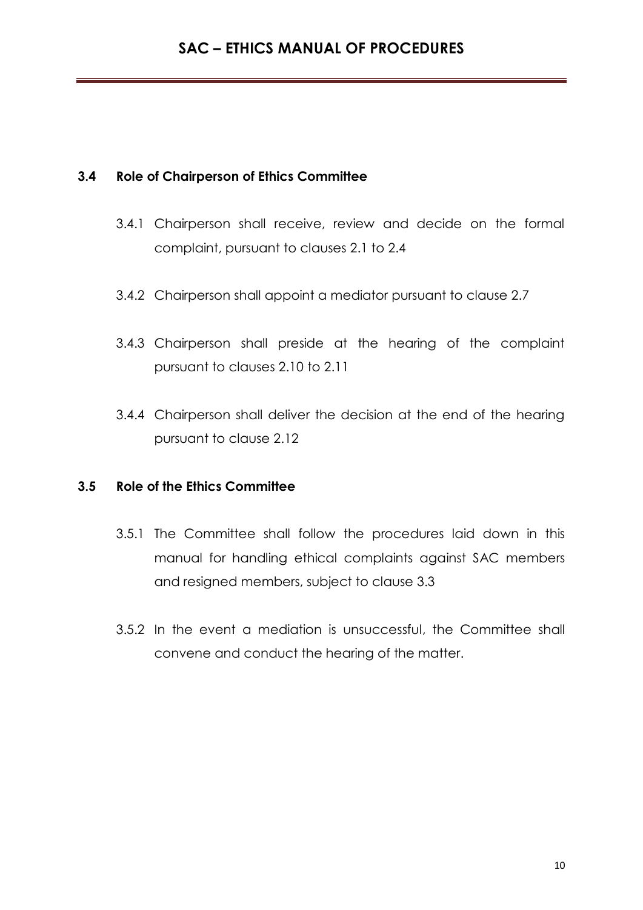### 3.4 Role of Chairperson of Ethics Committee

3.4.1 Chairperson shall receive, review and decide on the formal complaint, pursuant to clauses 2.1 to 2.4

3.4.2 Chairperson shall appoint a mediator pursuant to clause 2.7

3.4.3 Chairperson shall preside at the hearing of the complaint pursuant to clauses 2.10 to 2.11

3.4.4 Chairperson shall deliver the decision at the end of the hearing pursuant to clause 2.12

### 3.5 Role of the Ethics Committee

3.5.1 The Committee shall follow the procedures laid down in this manual for handling ethical complaints against SAC members and resigned members, subject to clause 3.3

3.5.2 In the event a mediation is unsuccessful, the Committee shall convene and conduct the hearing of the matter.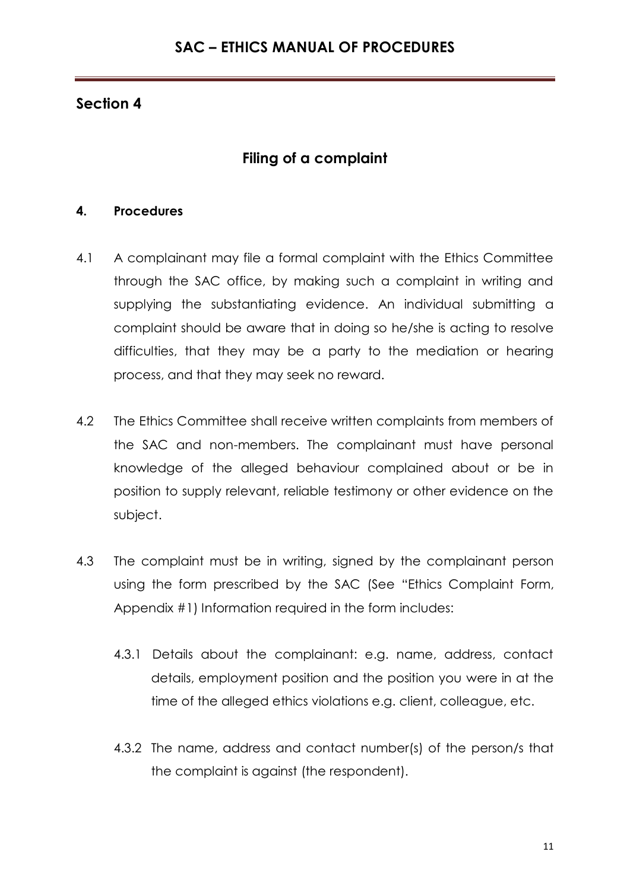## Section 4

### Filing of a complaint

#### 4. Procedures

4.1 A complainant may file a formal complaint with the Ethics Committee through the SAC office, by making such a complaint in writing and supplying the substantiating evidence. An individual submitting a complaint should be aware that in doing so he/she is acting to resolve difficulties, that they may be a party to the mediation or hearing process, and that they may seek no reward.

4.2 The Ethics Committee shall receive written complaints from members of the SAC and non-members. The complainant must have personal knowledge of the alleged behaviour complained about or be in position to supply relevant, reliable testimony or other evidence on the subject.

4.3 The complaint must be in writing, signed by the complainant person using the form prescribed by the SAC (See "Ethics Complaint Form, Appendix #1) Information required in the form includes:

4.3.1 Details about the complainant: e.g. name, address, contact details, employment position and the position you were in at the time of the alleged ethics violations e.g. client, colleague, etc.

4.3.2 The name, address and contact number(s) of the person/s that the complaint is against (the respondent).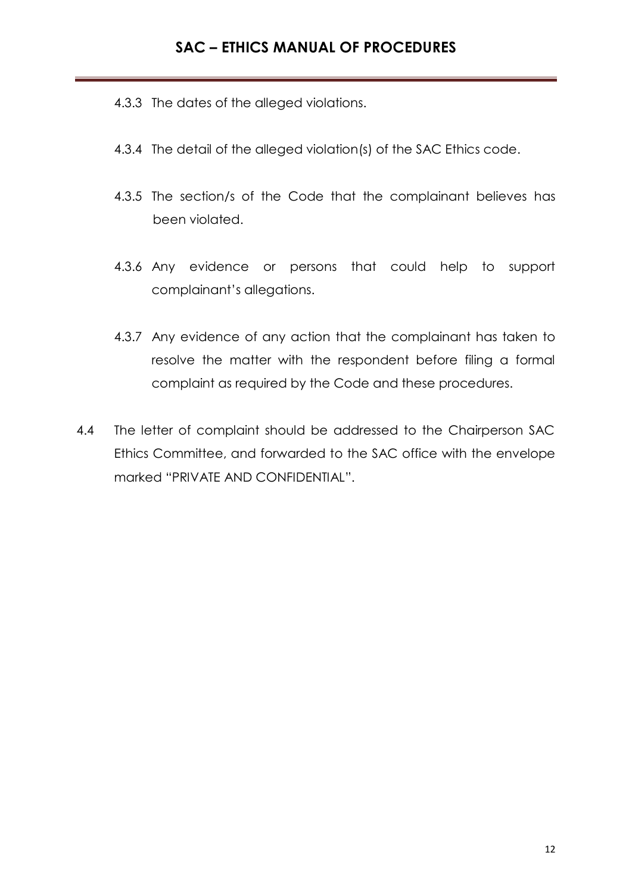4.3.3 The dates of the alleged violations.

4.3.4 The detail of the alleged violation(s) of the SAC Ethics code.

4.3.5 The section/s of the Code that the complainant believes has been violated.

4.3.6 Any evidence or persons that could help to support complainant's allegations.

4.3.7 Any evidence of any action that the complainant has taken to resolve the matter with the respondent before filing a formal complaint as required by the Code and these procedures.

4.4 The letter of complaint should be addressed to the Chairperson SAC Ethics Committee, and forwarded to the SAC office with the envelope marked "PRIVATE AND CONFIDENTIAL".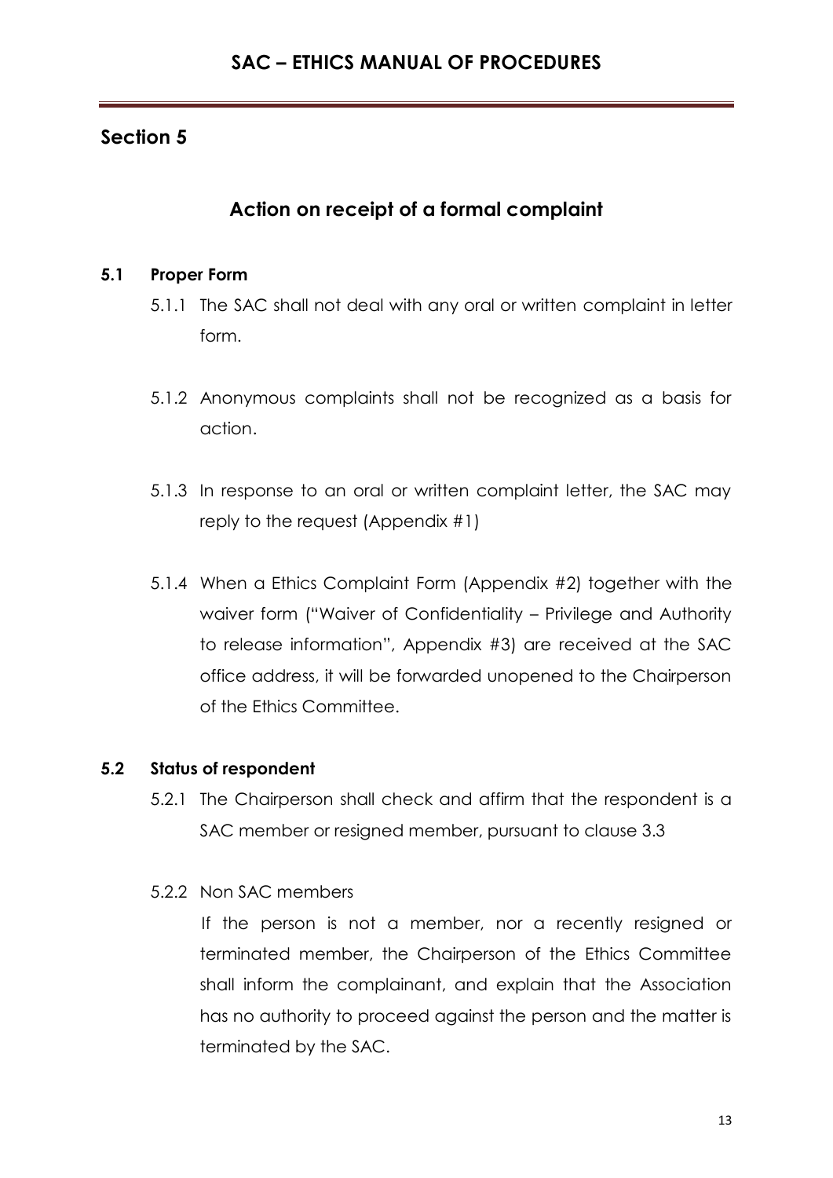## Section 5

### Action on receipt of a formal complaint

**5.1 Proper Form**

5.1.1 The SAC shall not deal with any oral or written complaint in letter form.

5.1.2 Anonymous complaints shall not be recognized as a basis for action.

5.1.3 In response to an oral or written complaint letter, the SAC may reply to the request (Appendix #1)

5.1.4 When a Ethics Complaint Form (Appendix #2) together with the waiver form ("Waiver of Confidentiality – Privilege and Authority to release information", Appendix #3) are received at the SAC office address, it will be forwarded unopened to the Chairperson of the Ethics Committee.

**5.2 Status of respondent**

5.2.1 The Chairperson shall check and affirm that the respondent is a SAC member or resigned member, pursuant to clause 3.3

5.2.2 Non SAC members

If the person is not a member, nor a recently resigned or terminated member, the Chairperson of the Ethics Committee shall inform the complainant, and explain that the Association has no authority to proceed against the person and the matter is terminated by the SAC.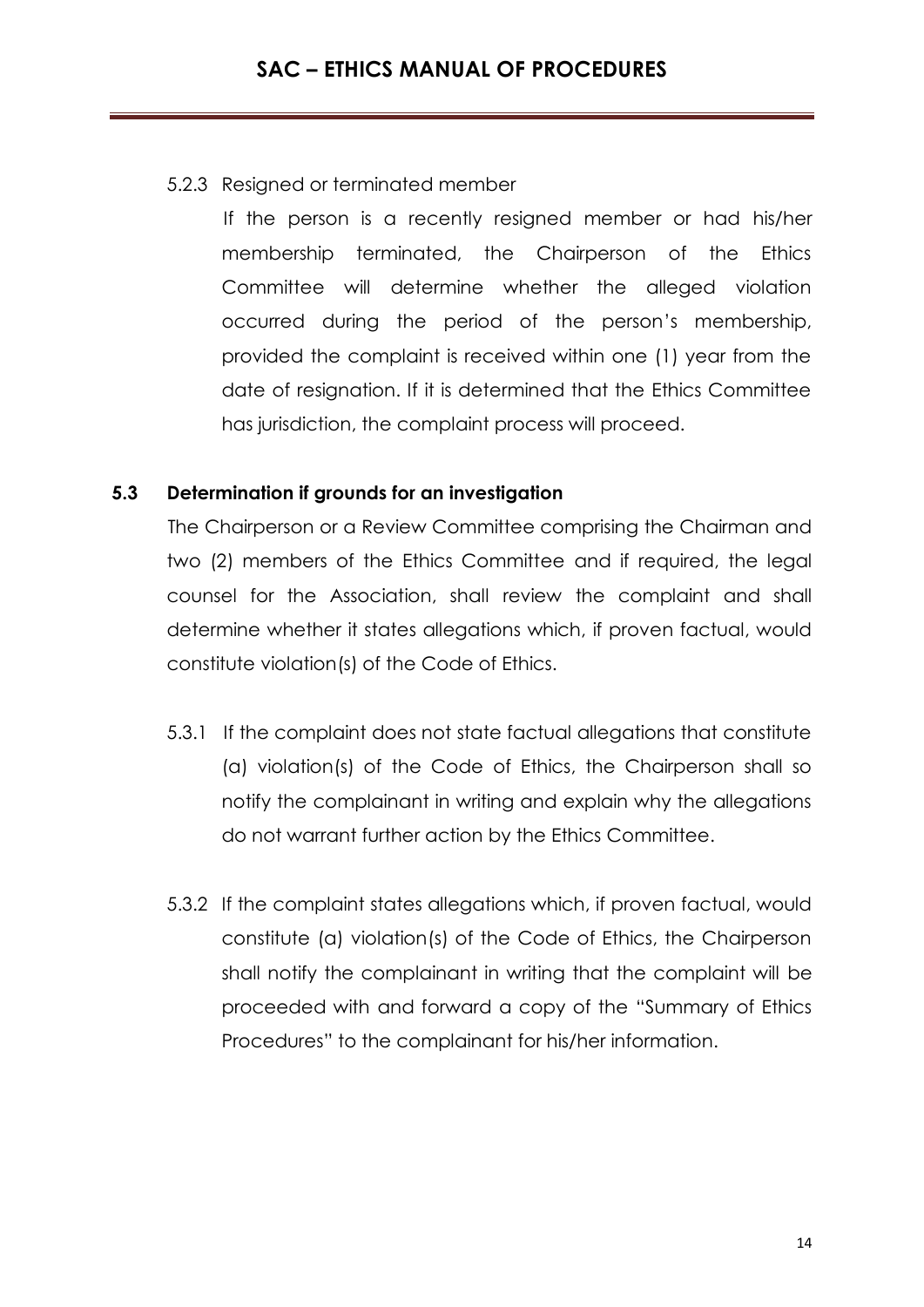#### 5.2.3 Resigned or terminated member

If the person is a recently resigned member or had his/her membership terminated, the Chairperson of the Ethics Committee will determine whether the alleged violation occurred during the period of the person's membership, provided the complaint is received within one (1) year from the date of resignation. If it is determined that the Ethics Committee has jurisdiction, the complaint process will proceed.

### 5.3 Determination if grounds for an investigation

The Chairperson or a Review Committee comprising the Chairman and two (2) members of the Ethics Committee and if required, the legal counsel for the Association, shall review the complaint and shall determine whether it states allegations which, if proven factual, would constitute violation(s) of the Code of Ethics.

5.3.1 If the complaint does not state factual allegations that constitute (a) violation(s) of the Code of Ethics, the Chairperson shall so notify the complainant in writing and explain why the allegations do not warrant further action by the Ethics Committee.

5.3.2 If the complaint states allegations which, if proven factual, would constitute (a) violation(s) of the Code of Ethics, the Chairperson shall notify the complainant in writing that the complaint will be proceeded with and forward a copy of the "Summary of Ethics Procedures" to the complainant for his/her information.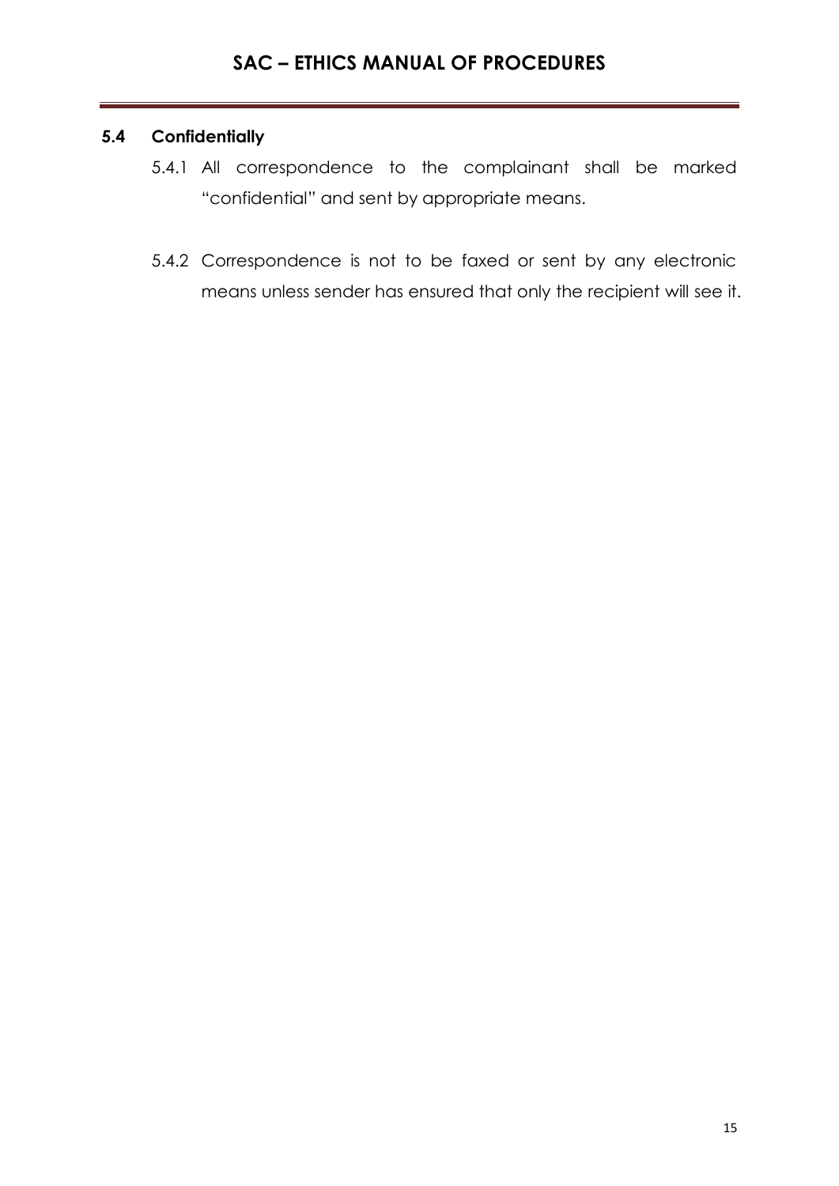### 5.4 Confidentially

5.4.1 All correspondence to the complainant shall be marked "confidential" and sent by appropriate means.

5.4.2 Correspondence is not to be faxed or sent by any electronic means unless sender has ensured that only the recipient will see it.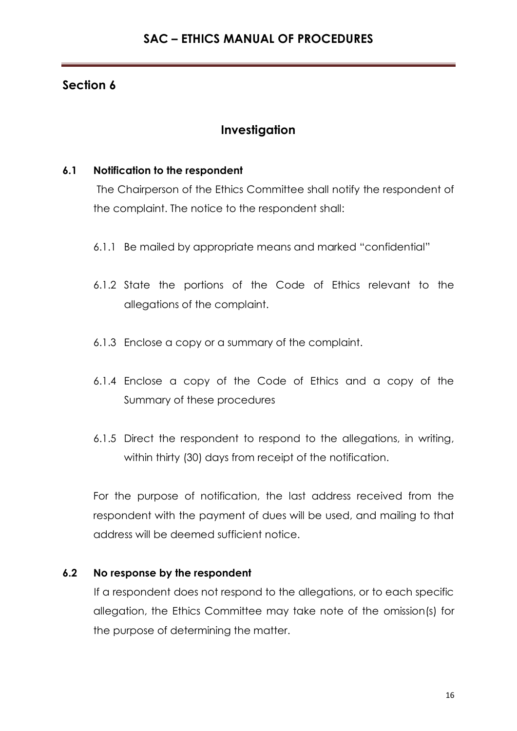## Section 6

### Investigation

**6.1 Notification to the respondent**

The Chairperson of the Ethics Committee shall notify the respondent of the complaint. The notice to the respondent shall:

6.1.1 Be mailed by appropriate means and marked "confidential"

6.1.2 State the portions of the Code of Ethics relevant to the allegations of the complaint.

6.1.3 Enclose a copy or a summary of the complaint.

6.1.4 Enclose a copy of the Code of Ethics and a copy of the Summary of these procedures

6.1.5 Direct the respondent to respond to the allegations, in writing, within thirty (30) days from receipt of the notification.

For the purpose of notification, the last address received from the respondent with the payment of dues will be used, and mailing to that address will be deemed sufficient notice.

**6.2 No response by the respondent**

If a respondent does not respond to the allegations, or to each specific allegation, the Ethics Committee may take note of the omission(s) for the purpose of determining the matter.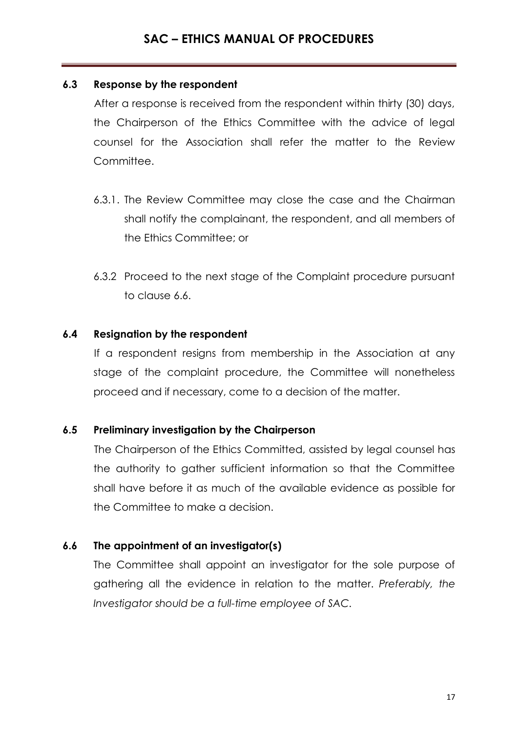### 6.3 Response by the respondent

After a response is received from the respondent within thirty (30) days, the Chairperson of the Ethics Committee with the advice of legal counsel for the Association shall refer the matter to the Review Committee.

6.3.1. The Review Committee may close the case and the Chairman shall notify the complainant, the respondent, and all members of the Ethics Committee; or

6.3.2 Proceed to the next stage of the Complaint procedure pursuant to clause 6.6.

### 6.4 Resignation by the respondent

If a respondent resigns from membership in the Association at any stage of the complaint procedure, the Committee will nonetheless proceed and if necessary, come to a decision of the matter.

### 6.5 Preliminary investigation by the Chairperson

The Chairperson of the Ethics Committed, assisted by legal counsel has the authority to gather sufficient information so that the Committee shall have before it as much of the available evidence as possible for the Committee to make a decision.

### 6.6 The appointment of an investigator(s)

The Committee shall appoint an investigator for the sole purpose of gathering all the evidence in relation to the matter. *Preferably, the Investigator should be a full-time employee of SAC.*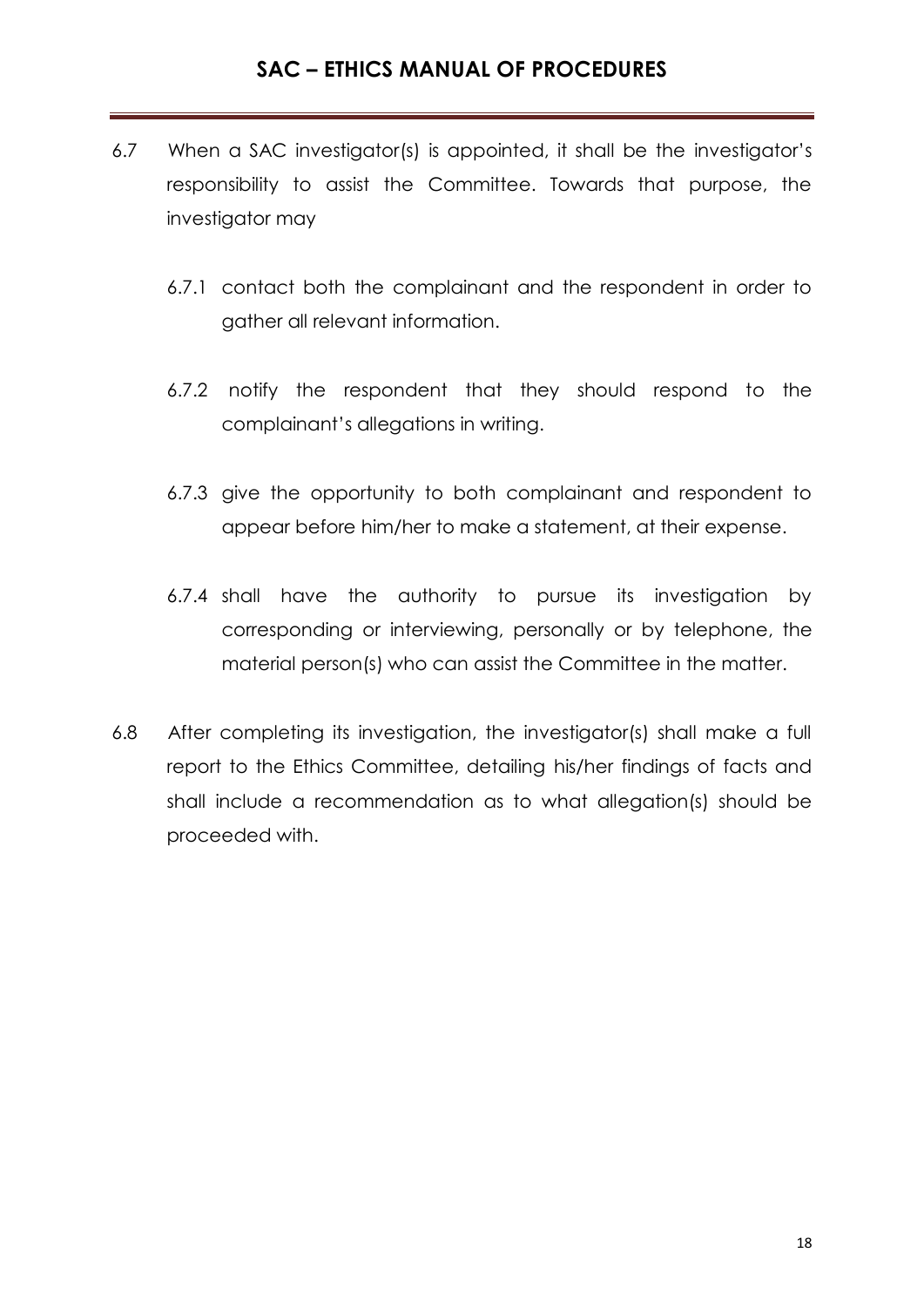6.7 When a SAC investigator(s) is appointed, it shall be the investigator's responsibility to assist the Committee. Towards that purpose, the investigator may

- 6.7.1 contact both the complainant and the respondent in order to gather all relevant information.
- 6.7.2 notify the respondent that they should respond to the complainant's allegations in writing.
- 6.7.3 give the opportunity to both complainant and respondent to appear before him/her to make a statement, at their expense.
- 6.7.4 shall have the authority to pursue its investigation by corresponding or interviewing, personally or by telephone, the material person(s) who can assist the Committee in the matter.

6.8 After completing its investigation, the investigator(s) shall make a full report to the Ethics Committee, detailing his/her findings of facts and shall include a recommendation as to what allegation(s) should be proceeded with.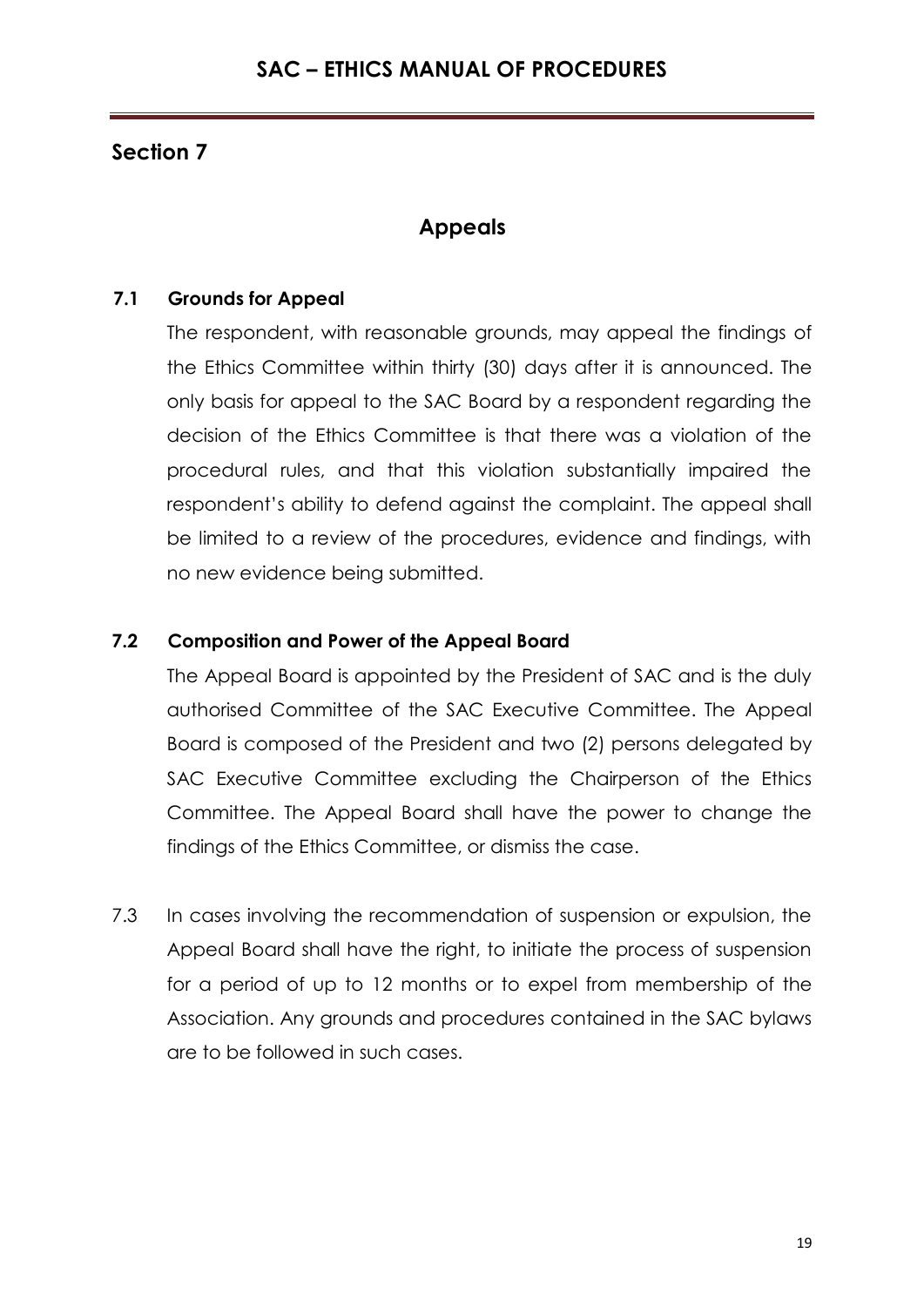## Section 7

### Appeals

**7.1 Grounds for Appeal**

The respondent, with reasonable grounds, may appeal the findings of the Ethics Committee within thirty (30) days after it is announced. The only basis for appeal to the SAC Board by a respondent regarding the decision of the Ethics Committee is that there was a violation of the procedural rules, and that this violation substantially impaired the respondent's ability to defend against the complaint. The appeal shall be limited to a review of the procedures, evidence and findings, with no new evidence being submitted.

**7.2 Composition and Power of the Appeal Board**

The Appeal Board is appointed by the President of SAC and is the duly authorised Committee of the SAC Executive Committee. The Appeal Board is composed of the President and two (2) persons delegated by SAC Executive Committee excluding the Chairperson of the Ethics Committee. The Appeal Board shall have the power to change the findings of the Ethics Committee, or dismiss the case.

7.3 In cases involving the recommendation of suspension or expulsion, the Appeal Board shall have the right, to initiate the process of suspension for a period of up to 12 months or to expel from membership of the Association. Any grounds and procedures contained in the SAC bylaws are to be followed in such cases.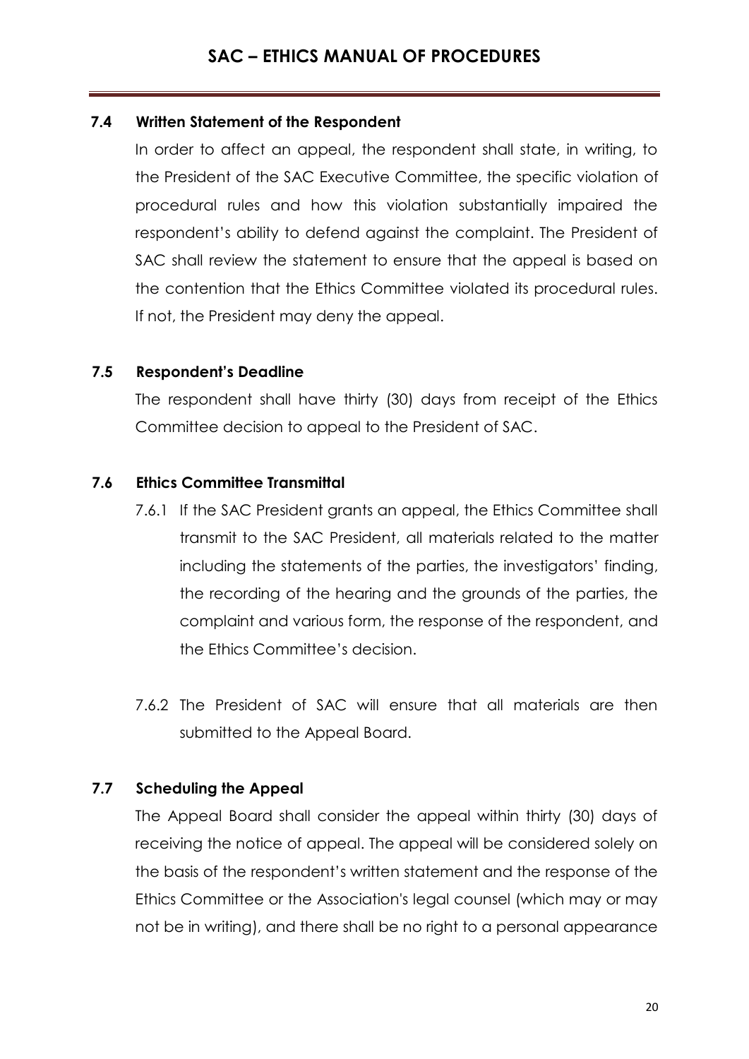### 7.4 Written Statement of the Respondent

In order to affect an appeal, the respondent shall state, in writing, to the President of the SAC Executive Committee, the specific violation of procedural rules and how this violation substantially impaired the respondent's ability to defend against the complaint. The President of SAC shall review the statement to ensure that the appeal is based on the contention that the Ethics Committee violated its procedural rules. If not, the President may deny the appeal.

### 7.5 Respondent's Deadline

The respondent shall have thirty (30) days from receipt of the Ethics Committee decision to appeal to the President of SAC.

### 7.6 Ethics Committee Transmittal

7.6.1 If the SAC President grants an appeal, the Ethics Committee shall transmit to the SAC President, all materials related to the matter including the statements of the parties, the investigators' finding, the recording of the hearing and the grounds of the parties, the complaint and various form, the response of the respondent, and the Ethics Committee's decision.

7.6.2 The President of SAC will ensure that all materials are then submitted to the Appeal Board.

### 7.7 Scheduling the Appeal

The Appeal Board shall consider the appeal within thirty (30) days of receiving the notice of appeal. The appeal will be considered solely on the basis of the respondent's written statement and the response of the Ethics Committee or the Association's legal counsel (which may or may not be in writing), and there shall be no right to a personal appearance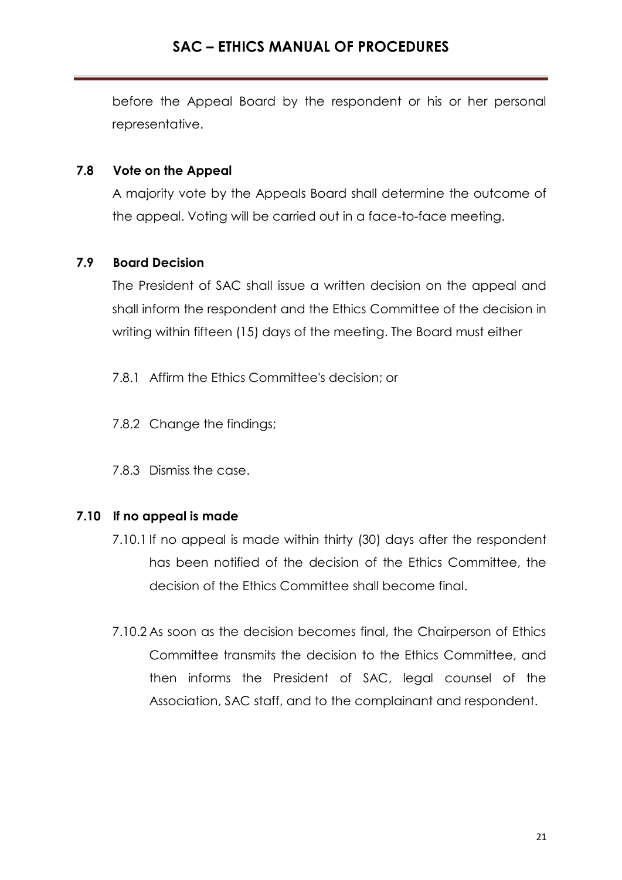before the Appeal Board by the respondent or his or her personal representative.

### 7.8 Vote on the Appeal

A majority vote by the Appeals Board shall determine the outcome of the appeal. Voting will be carried out in a face-to-face meeting.

### 7.9 Board Decision

The President of SAC shall issue a written decision on the appeal and shall inform the respondent and the Ethics Committee of the decision in writing within fifteen (15) days of the meeting. The Board must either

7.8.1 Affirm the Ethics Committee's decision; or

7.8.2 Change the findings;

7.8.3 Dismiss the case.

### 7.10 If no appeal is made

7.10.1 If no appeal is made within thirty (30) days after the respondent has been notified of the decision of the Ethics Committee, the decision of the Ethics Committee shall become final.

7.10.2 As soon as the decision becomes final, the Chairperson of Ethics Committee transmits the decision to the Ethics Committee, and then informs the President of SAC, legal counsel of the Association, SAC staff, and to the complainant and respondent.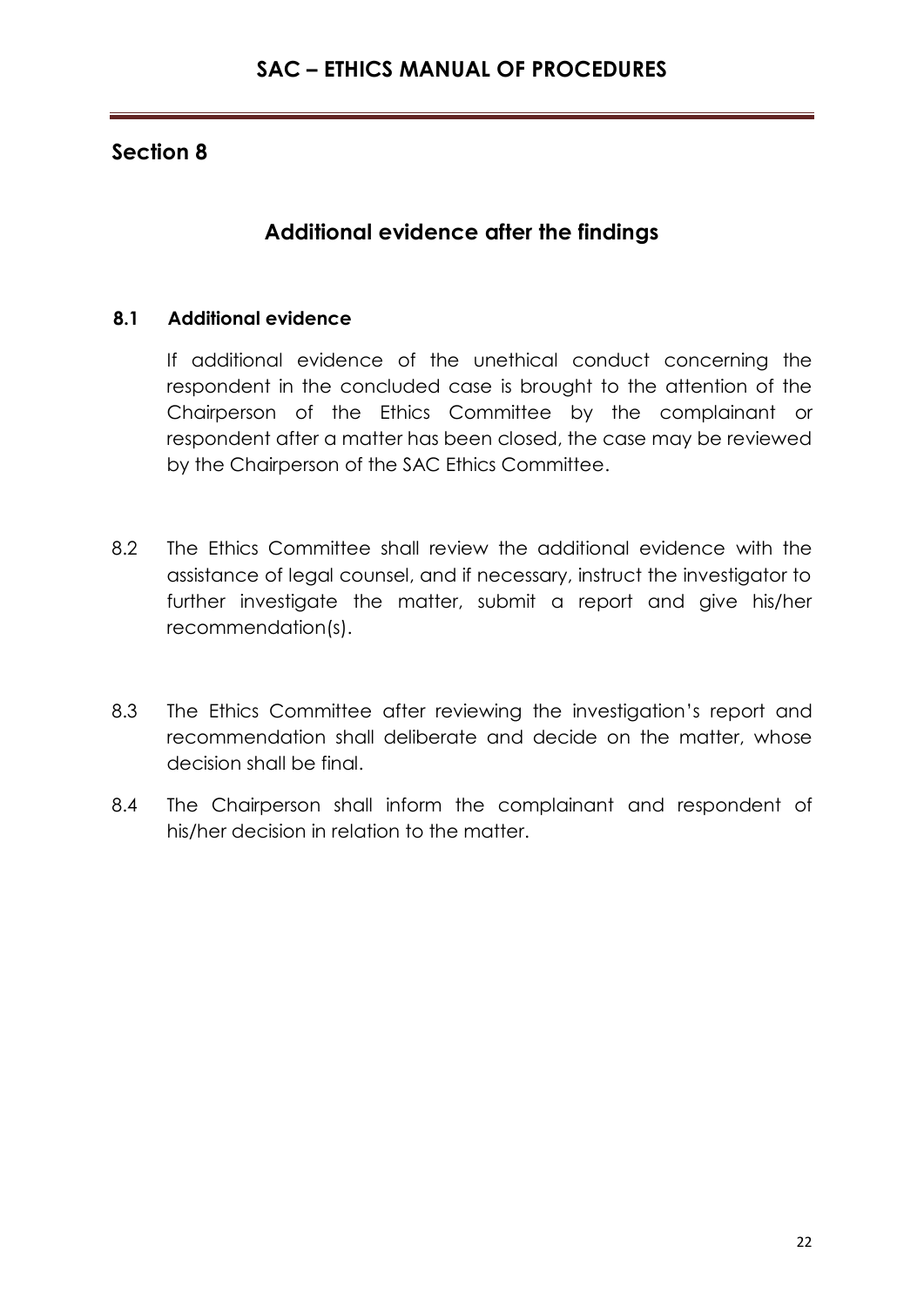# SAC – ETHICS MANUAL OF PROCEDURES

## Section 8

### Additional evidence after the findings

**8.1 Additional evidence**

If additional evidence of the unethical conduct concerning the respondent in the concluded case is brought to the attention of the Chairperson of the Ethics Committee by the complainant or respondent after a matter has been closed, the case may be reviewed by the Chairperson of the SAC Ethics Committee.

8.2 The Ethics Committee shall review the additional evidence with the assistance of legal counsel, and if necessary, instruct the investigator to further investigate the matter, submit a report and give his/her recommendation(s).

8.3 The Ethics Committee after reviewing the investigation's report and recommendation shall deliberate and decide on the matter, whose decision shall be final.

8.4 The Chairperson shall inform the complainant and respondent of his/her decision in relation to the matter.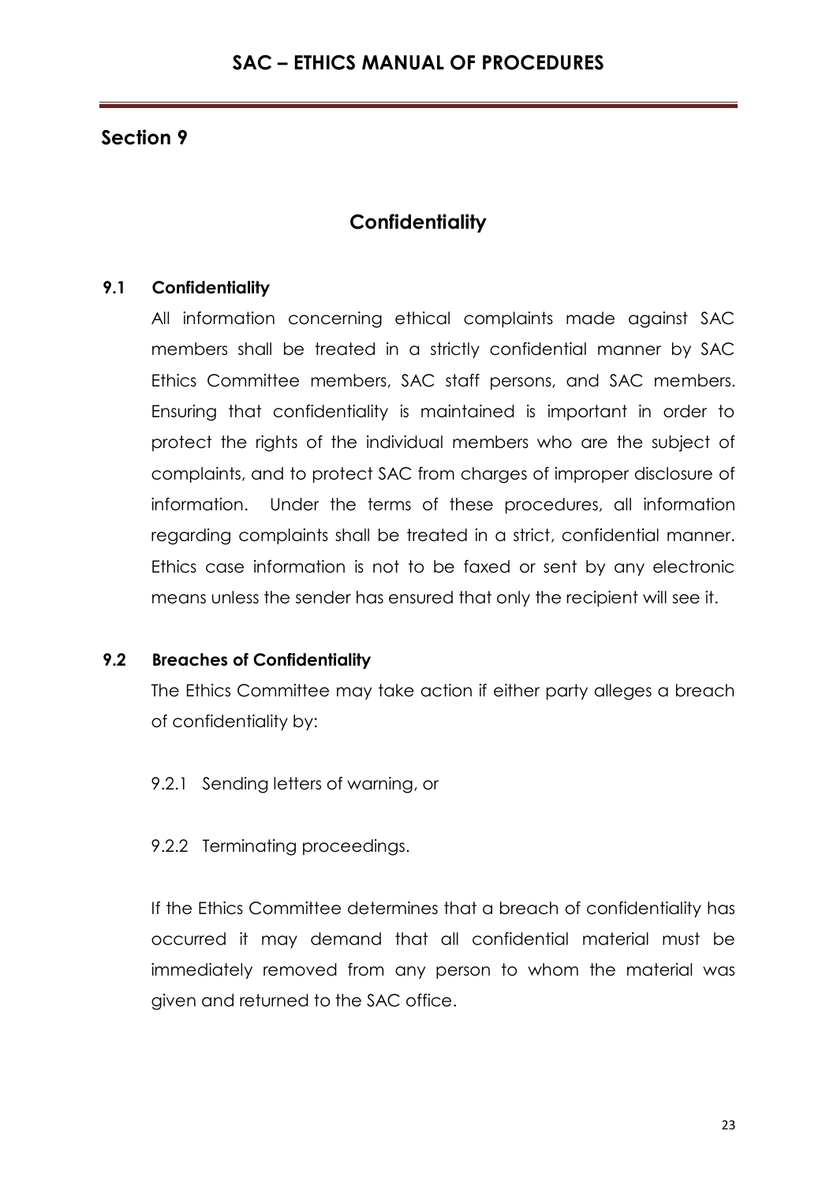## Section 9

# Confidentiality

### 9.1 Confidentiality

All information concerning ethical complaints made against SAC members shall be treated in a strictly confidential manner by SAC Ethics Committee members, SAC staff persons, and SAC members. Ensuring that confidentiality is maintained is important in order to protect the rights of the individual members who are the subject of complaints, and to protect SAC from charges of improper disclosure of information. Under the terms of these procedures, all information regarding complaints shall be treated in a strict, confidential manner. Ethics case information is not to be faxed or sent by any electronic means unless the sender has ensured that only the recipient will see it.

### 9.2 Breaches of Confidentiality

The Ethics Committee may take action if either party alleges a breach of confidentiality by:

9.2.1 Sending letters of warning, or

9.2.2 Terminating proceedings.

If the Ethics Committee determines that a breach of confidentiality has occurred it may demand that all confidential material must be immediately removed from any person to whom the material was given and returned to the SAC office.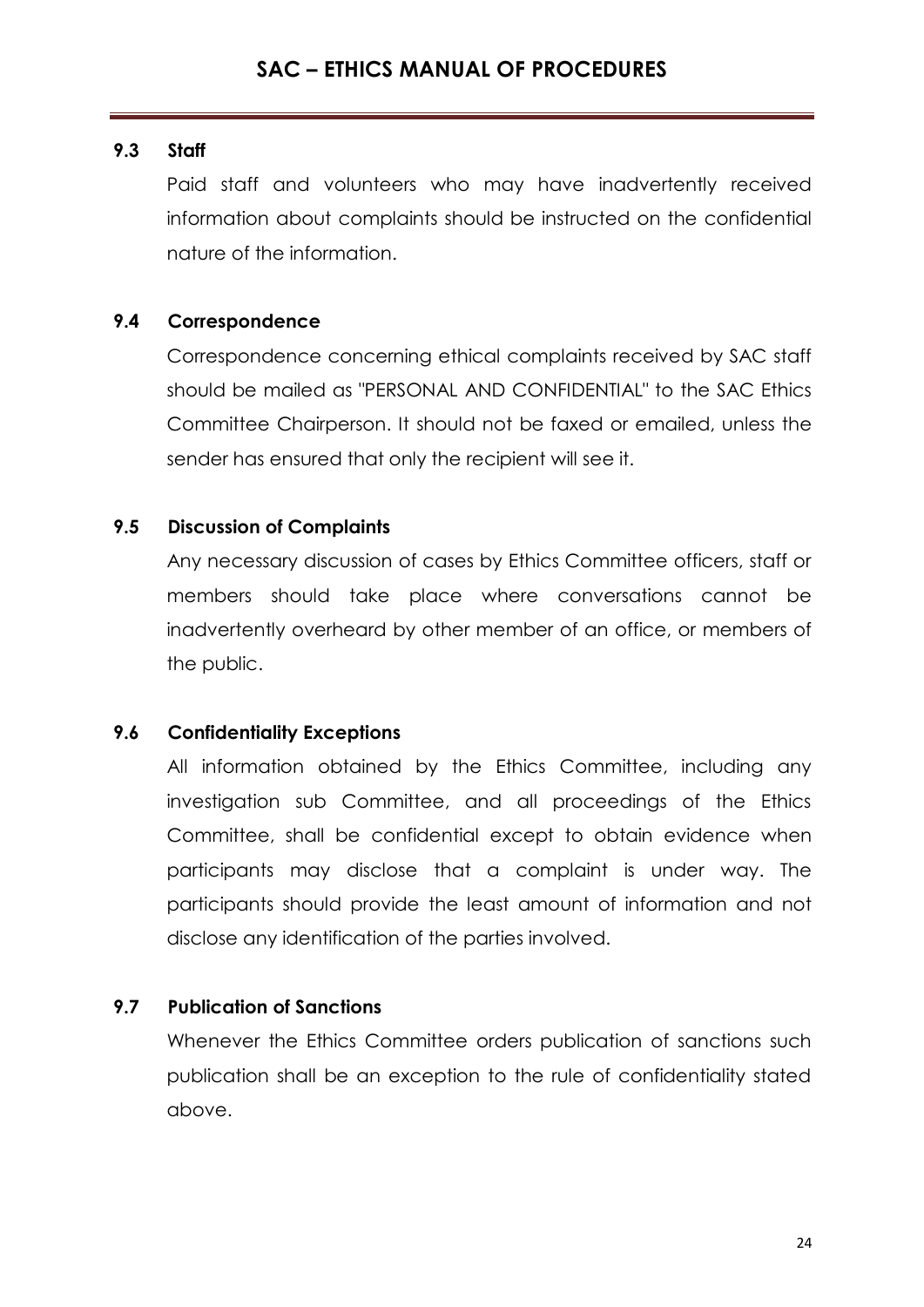### 9.3 Staff

Paid staff and volunteers who may have inadvertently received information about complaints should be instructed on the confidential nature of the information.

### 9.4 Correspondence

Correspondence concerning ethical complaints received by SAC staff should be mailed as "PERSONAL AND CONFIDENTIAL" to the SAC Ethics Committee Chairperson. It should not be faxed or emailed, unless the sender has ensured that only the recipient will see it.

### 9.5 Discussion of Complaints

Any necessary discussion of cases by Ethics Committee officers, staff or members should take place where conversations cannot be inadvertently overheard by other member of an office, or members of the public.

### 9.6 Confidentiality Exceptions

All information obtained by the Ethics Committee, including any investigation sub Committee, and all proceedings of the Ethics Committee, shall be confidential except to obtain evidence when participants may disclose that a complaint is under way. The participants should provide the least amount of information and not disclose any identification of the parties involved.

### 9.7 Publication of Sanctions

Whenever the Ethics Committee orders publication of sanctions such publication shall be an exception to the rule of confidentiality stated above.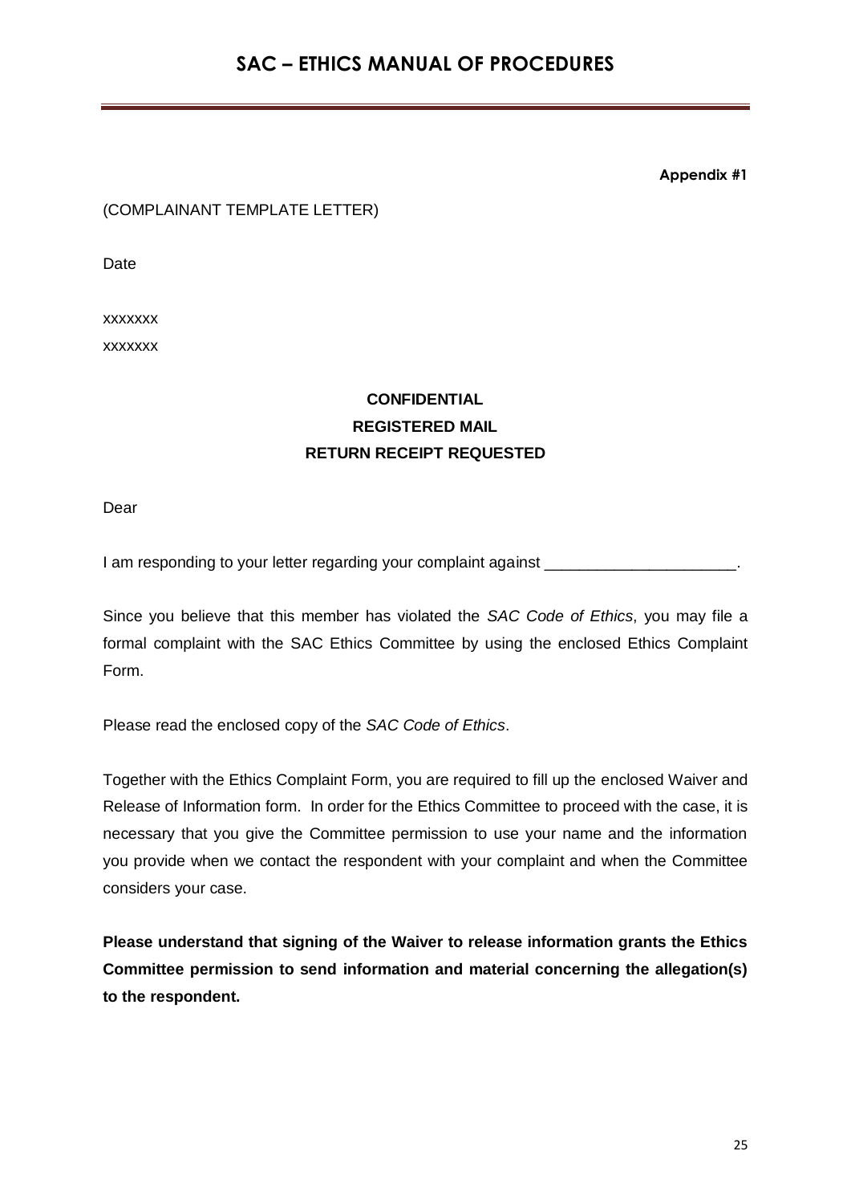**Appendix #1**

(COMPLAINANT TEMPLATE LETTER)

Date

xxxxxxx

xxxxxxx

**CONFIDENTIAL**

**REGISTERED MAIL**

**RETURN RECEIPT REQUESTED**

Dear

I am responding to your letter regarding your complaint against _____________________.

Since you believe that this member has violated the *SAC Code of Ethics*, you may file a formal complaint with the SAC Ethics Committee by using the enclosed Ethics Complaint Form.

Please read the enclosed copy of the *SAC Code of Ethics*.

Together with the Ethics Complaint Form, you are required to fill up the enclosed Waiver and Release of Information form. In order for the Ethics Committee to proceed with the case, it is necessary that you give the Committee permission to use your name and the information you provide when we contact the respondent with your complaint and when the Committee considers your case.

**Please understand that signing of the Waiver to release information grants the Ethics Committee permission to send information and material concerning the allegation(s) to the respondent.**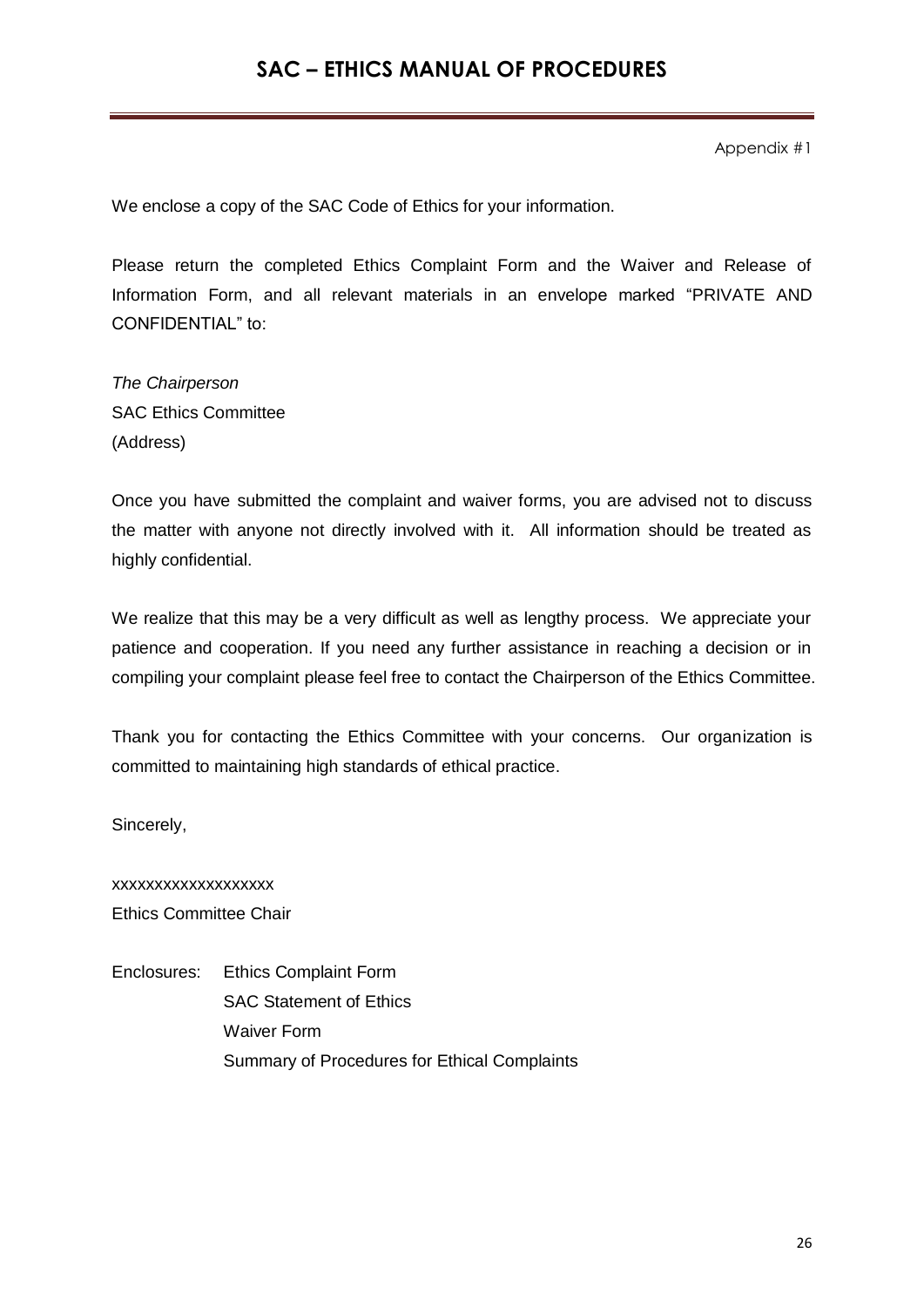Appendix #1

We enclose a copy of the SAC Code of Ethics for your information.

Please return the completed Ethics Complaint Form and the Waiver and Release of Information Form, and all relevant materials in an envelope marked "PRIVATE AND CONFIDENTIAL" to:

*The Chairperson*  
SAC Ethics Committee  
(Address)

Once you have submitted the complaint and waiver forms, you are advised not to discuss the matter with anyone not directly involved with it. All information should be treated as highly confidential.

We realize that this may be a very difficult as well as lengthy process. We appreciate your patience and cooperation. If you need any further assistance in reaching a decision or in compiling your complaint please feel free to contact the Chairperson of the Ethics Committee.

Thank you for contacting the Ethics Committee with your concerns. Our organization is committed to maintaining high standards of ethical practice.

Sincerely,

xxxxxxxxxxxxxxxxxxx  
Ethics Committee Chair

Enclosures: Ethics Complaint Form  
SAC Statement of Ethics  
Waiver Form  
Summary of Procedures for Ethical Complaints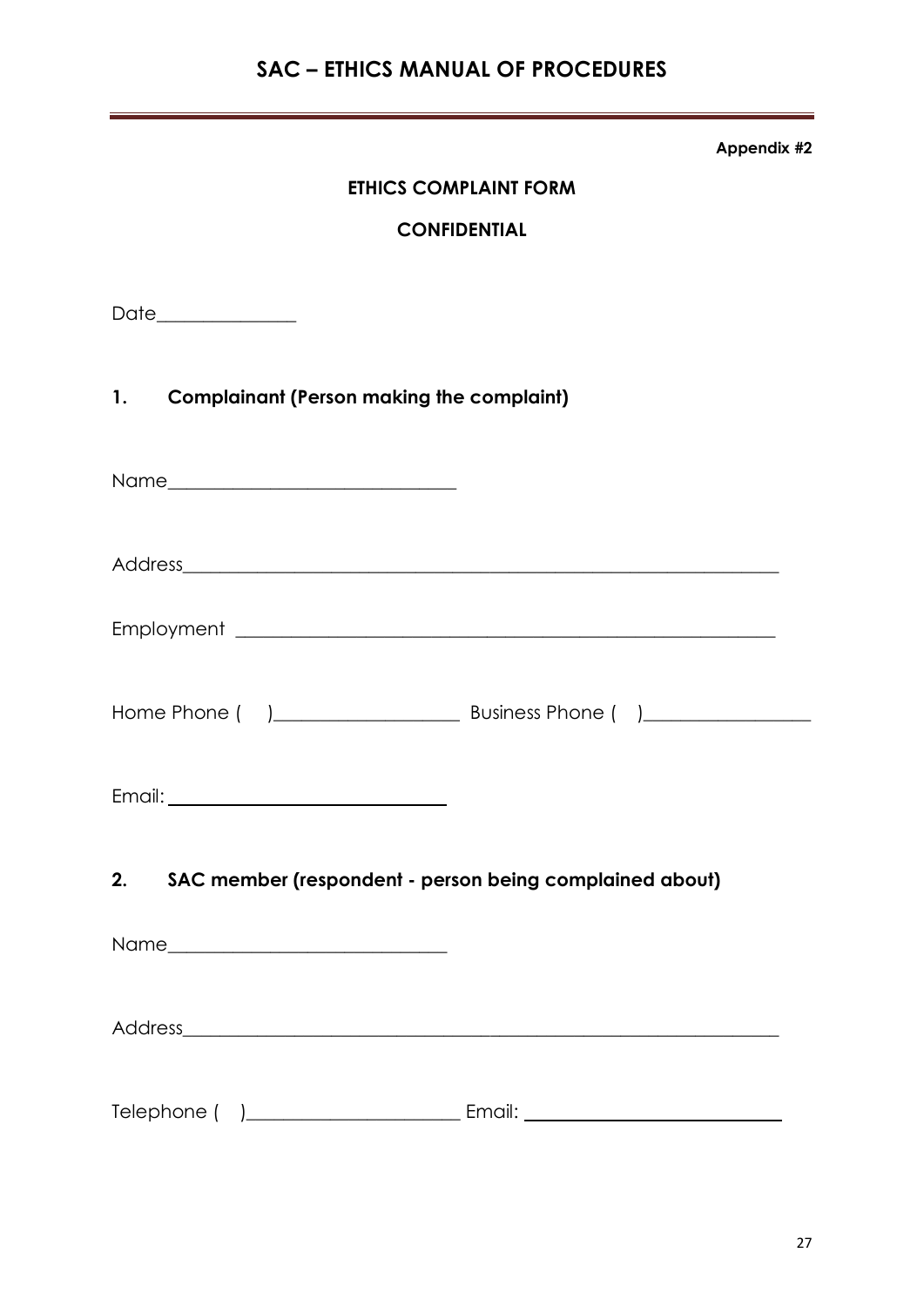**Appendix #2**

**ETHICS COMPLAINT FORM**

**CONFIDENTIAL**

Date_______________

## 1. Complainant (Person making the complaint)

Name_______________________________

Address_____________________________________________________________________

Employment __________________________________________________________

Home Phone (    )___________________ Business Phone (    )_________________

Email: ____________________________

## 2. SAC member (respondent - person being complained about)

Name______________________________

Address_____________________________________________________________________

Telephone (    )______________________ Email: __________________________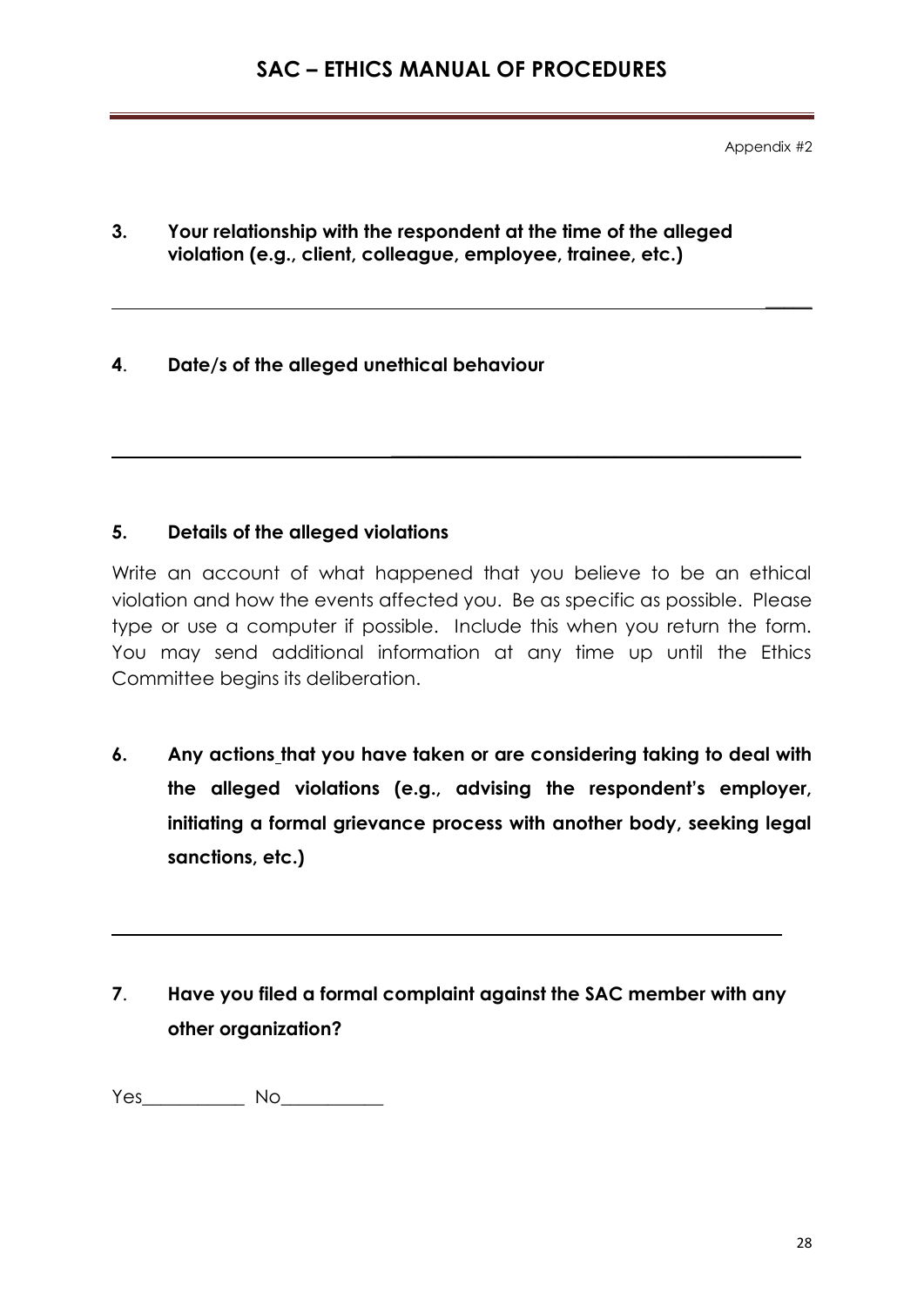Appendix #2

**3. Your relationship with the respondent at the time of the alleged violation (e.g., client, colleague, employee, trainee, etc.)**

______________________________________________________________________

**4. Date/s of the alleged unethical behaviour**

______________________________________________________________________

**5. Details of the alleged violations**

Write an account of what happened that you believe to be an ethical violation and how the events affected you. Be as specific as possible. Please type or use a computer if possible. Include this when you return the form. You may send additional information at any time up until the Ethics Committee begins its deliberation.

**6. Any actions that you have taken or are considering taking to deal with the alleged violations (e.g., advising the respondent's employer, initiating a formal grievance process with another body, seeking legal sanctions, etc.)**

______________________________________________________________________

**7. Have you filed a formal complaint against the SAC member with any other organization?**

Yes___________ No___________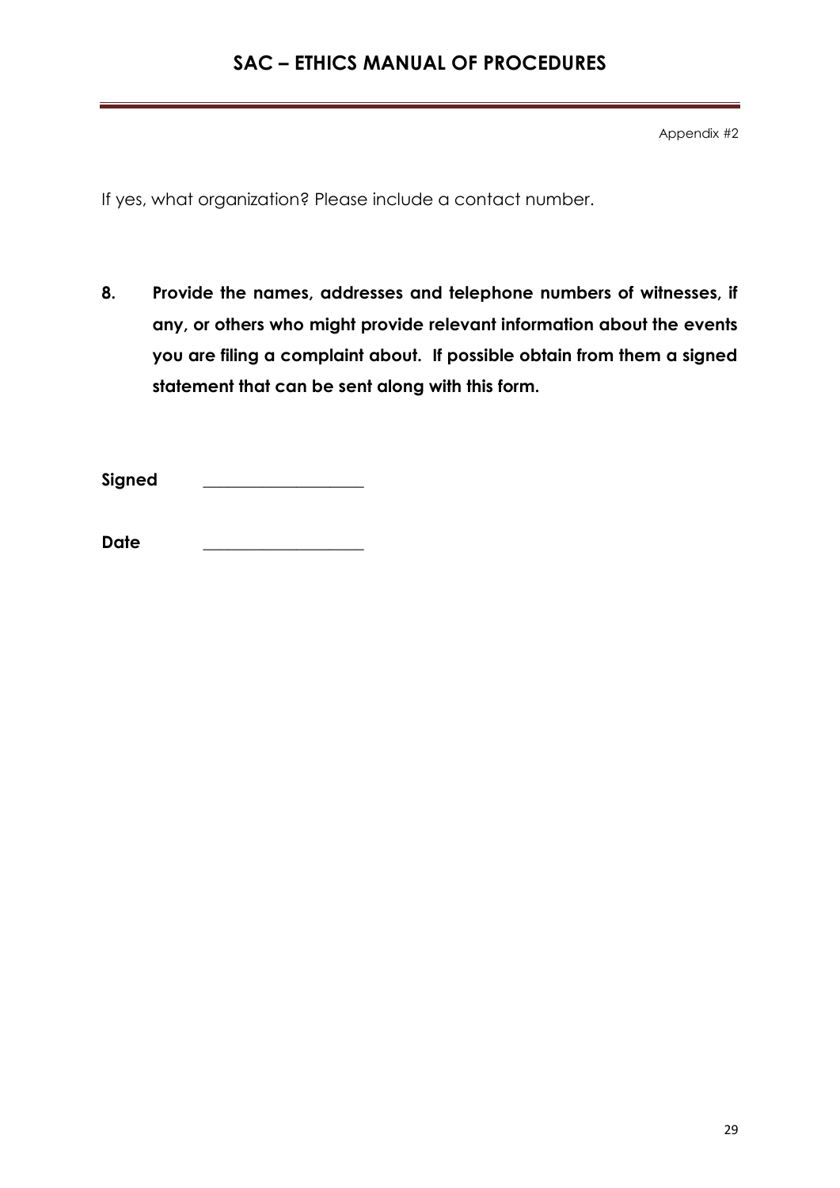Appendix #2

If yes, what organization? Please include a contact number.

**8. Provide the names, addresses and telephone numbers of witnesses, if any, or others who might provide relevant information about the events you are filing a complaint about. If possible obtain from them a signed statement that can be sent along with this form.**

**Signed** ___________________

**Date** ___________________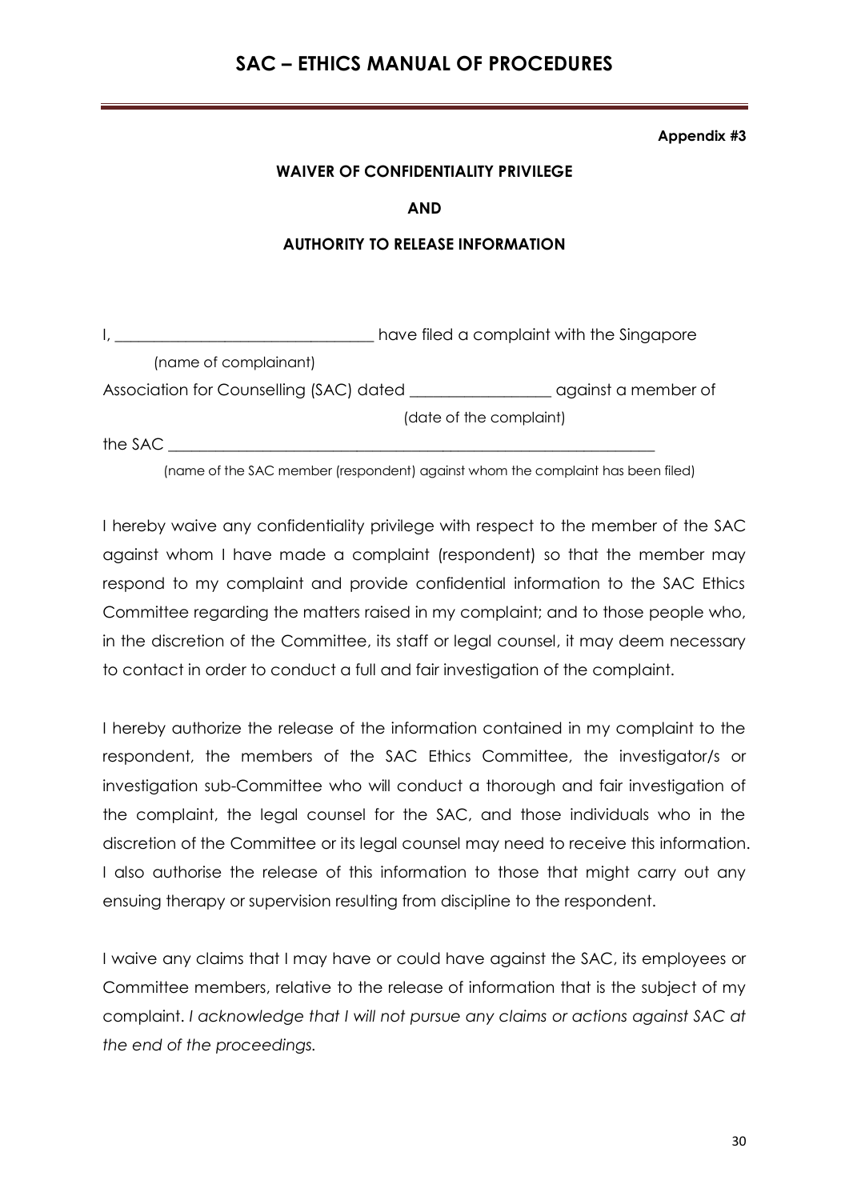**Appendix #3**

## WAIVER OF CONFIDENTIALITY PRIVILEGE

## AND

## AUTHORITY TO RELEASE INFORMATION

I, ________________________________ have filed a complaint with the Singapore
(name of complainant)
Association for Counselling (SAC) dated _________________ against a member of
(date of the complaint)
the SAC ______________________________________________________________
(name of the SAC member (respondent) against whom the complaint has been filed)

I hereby waive any confidentiality privilege with respect to the member of the SAC against whom I have made a complaint (respondent) so that the member may respond to my complaint and provide confidential information to the SAC Ethics Committee regarding the matters raised in my complaint; and to those people who, in the discretion of the Committee, its staff or legal counsel, it may deem necessary to contact in order to conduct a full and fair investigation of the complaint.

I hereby authorize the release of the information contained in my complaint to the respondent, the members of the SAC Ethics Committee, the investigator/s or investigation sub-Committee who will conduct a thorough and fair investigation of the complaint, the legal counsel for the SAC, and those individuals who in the discretion of the Committee or its legal counsel may need to receive this information. I also authorise the release of this information to those that might carry out any ensuing therapy or supervision resulting from discipline to the respondent.

I waive any claims that I may have or could have against the SAC, its employees or Committee members, relative to the release of information that is the subject of my complaint. *I acknowledge that I will not pursue any claims or actions against SAC at the end of the proceedings.*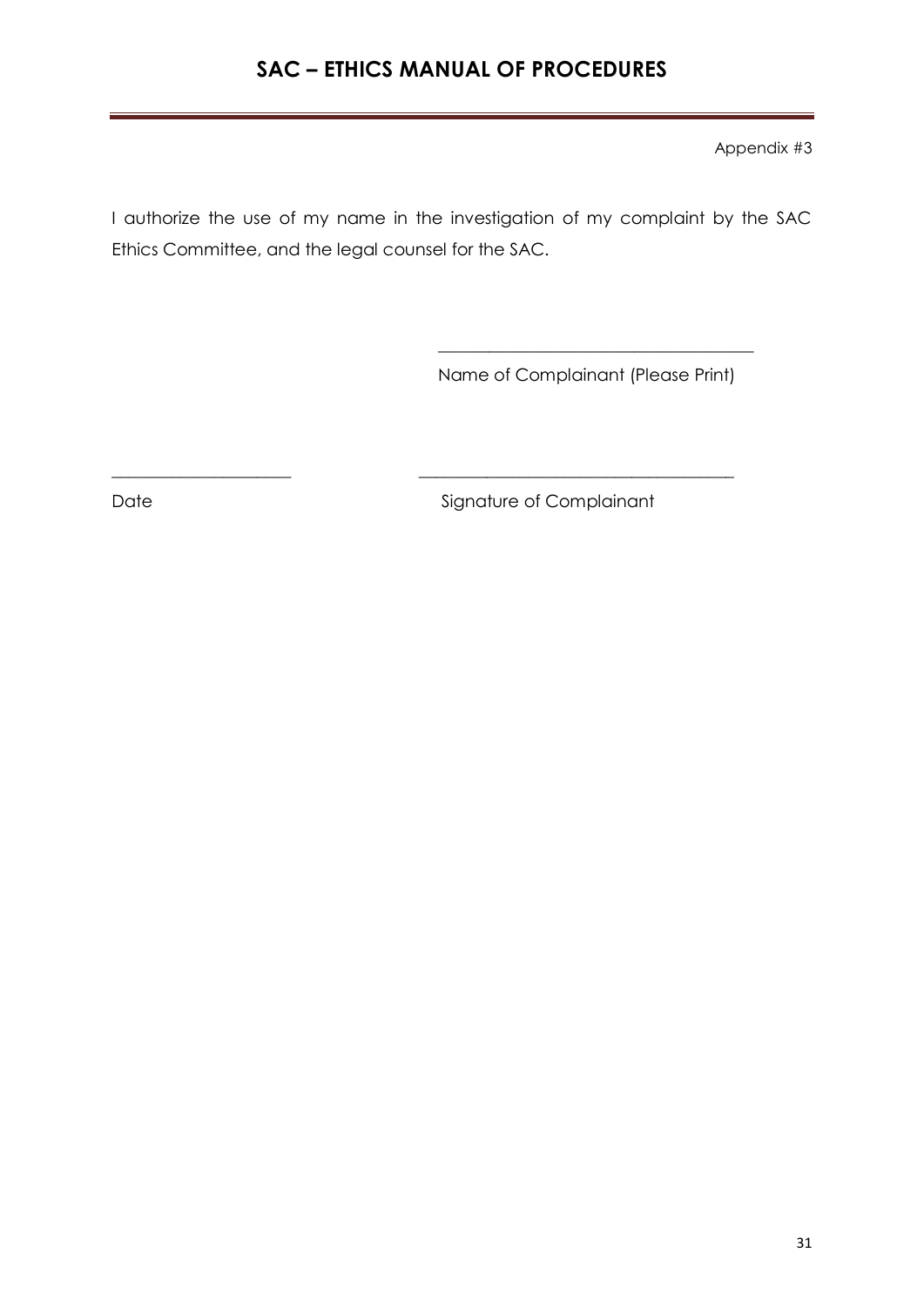Appendix #3

I authorize the use of my name in the investigation of my complaint by the SAC Ethics Committee, and the legal counsel for the SAC.

_______________________________________

Name of Complainant (Please Print)

______________________ _______________________________________

Date Signature of Complainant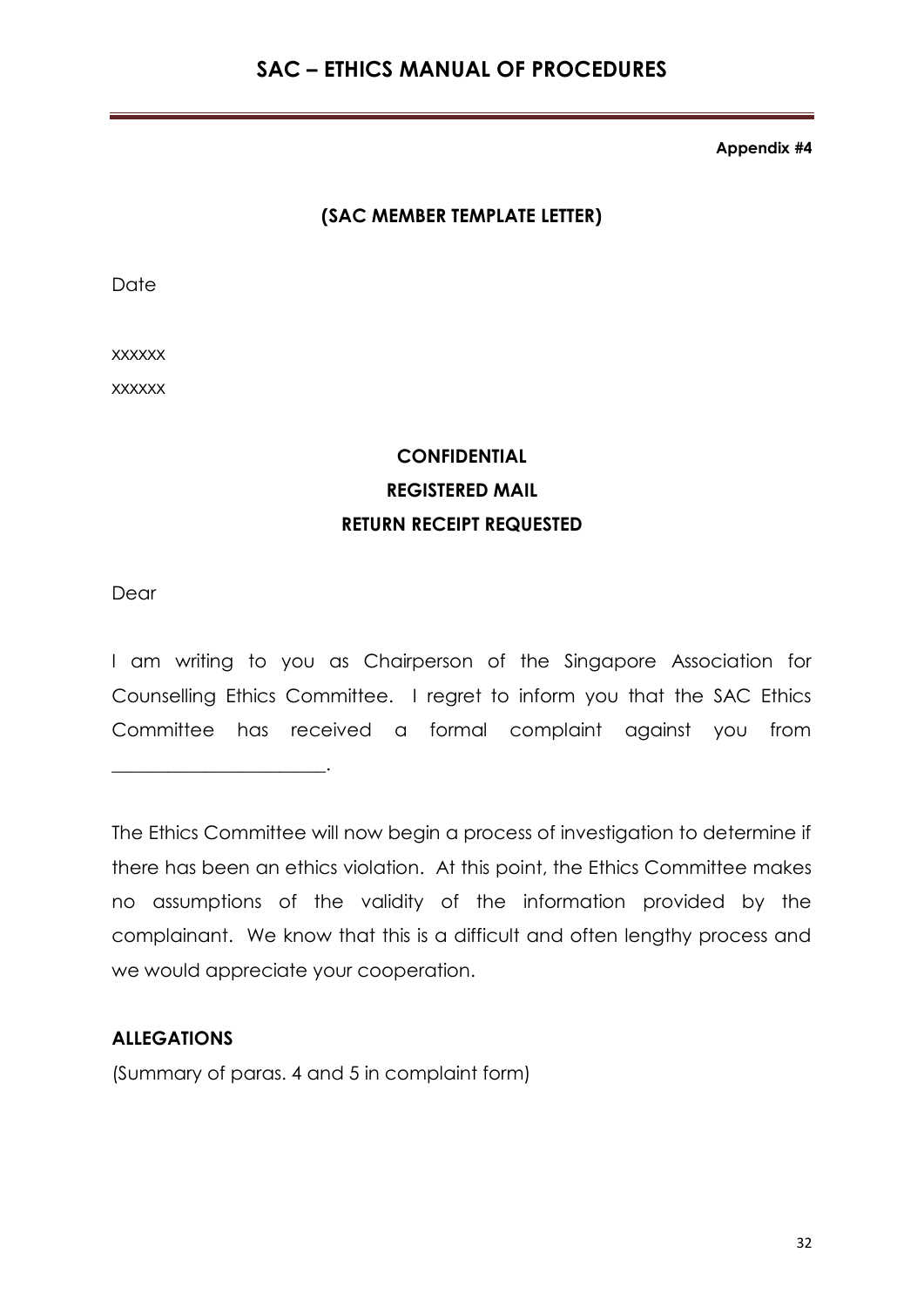**Appendix #4**

**(SAC MEMBER TEMPLATE LETTER)**

Date

xxxxxx

xxxxxx

**CONFIDENTIAL**
**REGISTERED MAIL**
**RETURN RECEIPT REQUESTED**

Dear

I am writing to you as Chairperson of the Singapore Association for Counselling Ethics Committee. I regret to inform you that the SAC Ethics Committee has received a formal complaint against you from ______________________.

The Ethics Committee will now begin a process of investigation to determine if there has been an ethics violation. At this point, the Ethics Committee makes no assumptions of the validity of the information provided by the complainant. We know that this is a difficult and often lengthy process and we would appreciate your cooperation.

**ALLEGATIONS**

(Summary of paras. 4 and 5 in complaint form)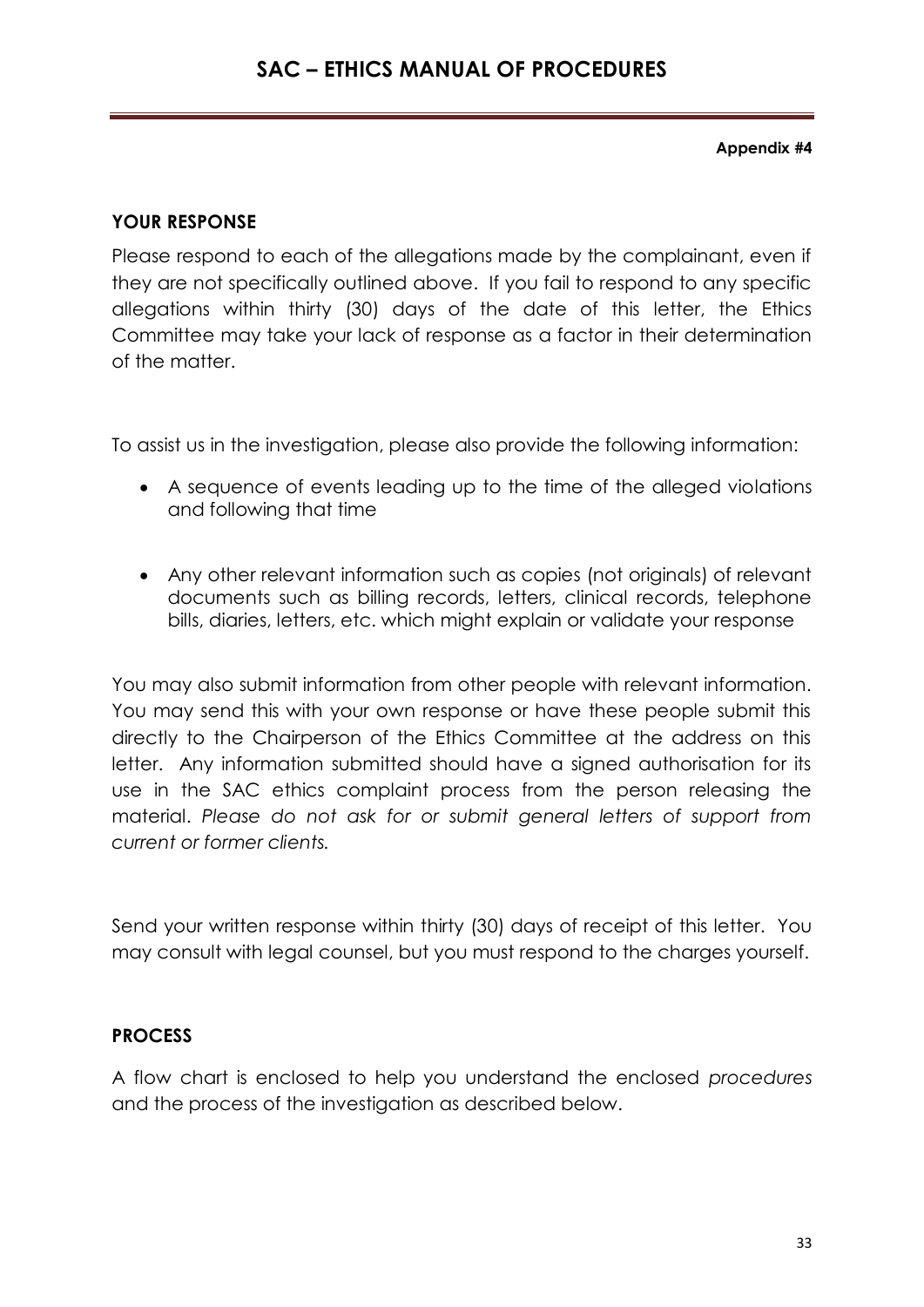**Appendix #4**

### YOUR RESPONSE

Please respond to each of the allegations made by the complainant, even if they are not specifically outlined above. If you fail to respond to any specific allegations within thirty (30) days of the date of this letter, the Ethics Committee may take your lack of response as a factor in their determination of the matter.

To assist us in the investigation, please also provide the following information:

- A sequence of events leading up to the time of the alleged violations and following that time
- Any other relevant information such as copies (not originals) of relevant documents such as billing records, letters, clinical records, telephone bills, diaries, letters, etc. which might explain or validate your response

You may also submit information from other people with relevant information. You may send this with your own response or have these people submit this directly to the Chairperson of the Ethics Committee at the address on this letter. Any information submitted should have a signed authorisation for its use in the SAC ethics complaint process from the person releasing the material. *Please do not ask for or submit general letters of support from current or former clients.*

Send your written response within thirty (30) days of receipt of this letter. You may consult with legal counsel, but you must respond to the charges yourself.

### PROCESS

A flow chart is enclosed to help you understand the enclosed *procedures* and the process of the investigation as described below.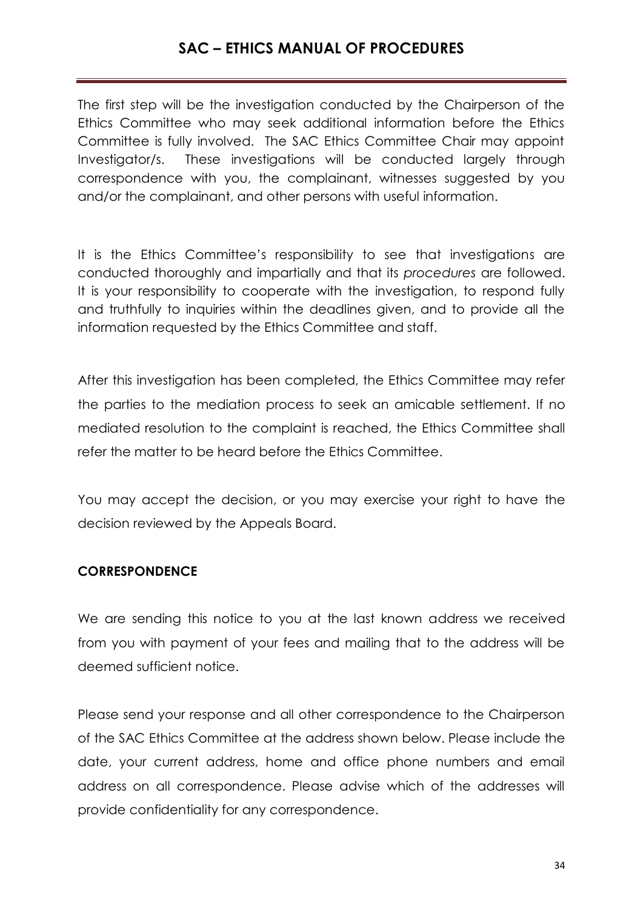The first step will be the investigation conducted by the Chairperson of the Ethics Committee who may seek additional information before the Ethics Committee is fully involved. The SAC Ethics Committee Chair may appoint Investigator/s. These investigations will be conducted largely through correspondence with you, the complainant, witnesses suggested by you and/or the complainant, and other persons with useful information.

It is the Ethics Committee's responsibility to see that investigations are conducted thoroughly and impartially and that its *procedures* are followed. It is your responsibility to cooperate with the investigation, to respond fully and truthfully to inquiries within the deadlines given, and to provide all the information requested by the Ethics Committee and staff.

After this investigation has been completed, the Ethics Committee may refer the parties to the mediation process to seek an amicable settlement. If no mediated resolution to the complaint is reached, the Ethics Committee shall refer the matter to be heard before the Ethics Committee.

You may accept the decision, or you may exercise your right to have the decision reviewed by the Appeals Board.

**CORRESPONDENCE**

We are sending this notice to you at the last known address we received from you with payment of your fees and mailing that to the address will be deemed sufficient notice.

Please send your response and all other correspondence to the Chairperson of the SAC Ethics Committee at the address shown below. Please include the date, your current address, home and office phone numbers and email address on all correspondence. Please advise which of the addresses will provide confidentiality for any correspondence.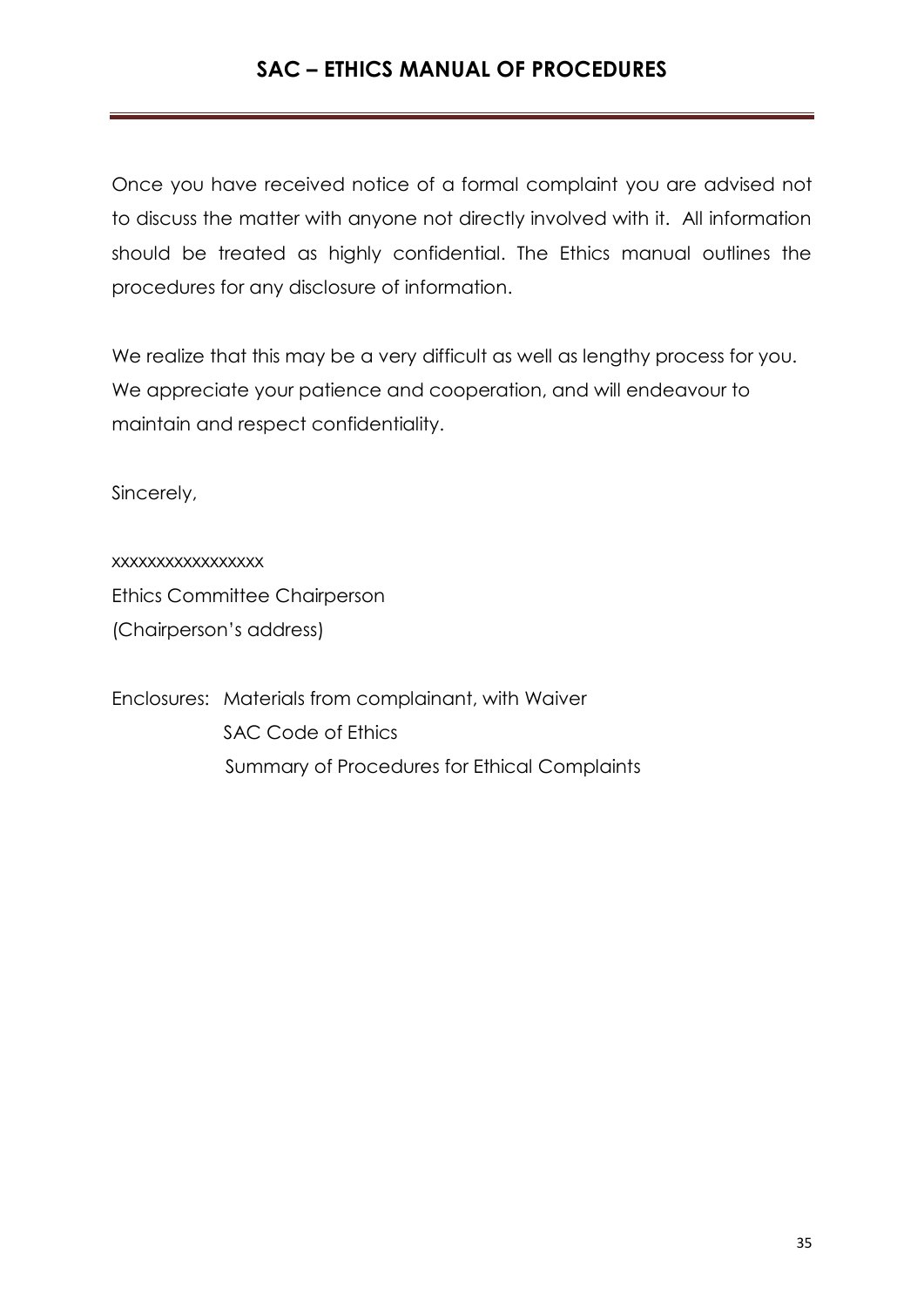Once you have received notice of a formal complaint you are advised not to discuss the matter with anyone not directly involved with it. All information should be treated as highly confidential. The Ethics manual outlines the procedures for any disclosure of information.

We realize that this may be a very difficult as well as lengthy process for you. We appreciate your patience and cooperation, and will endeavour to maintain and respect confidentiality.

Sincerely,

xxxxxxxxxxxxxxxxx
Ethics Committee Chairperson
(Chairperson's address)

Enclosures: Materials from complainant, with Waiver
SAC Code of Ethics
Summary of Procedures for Ethical Complaints